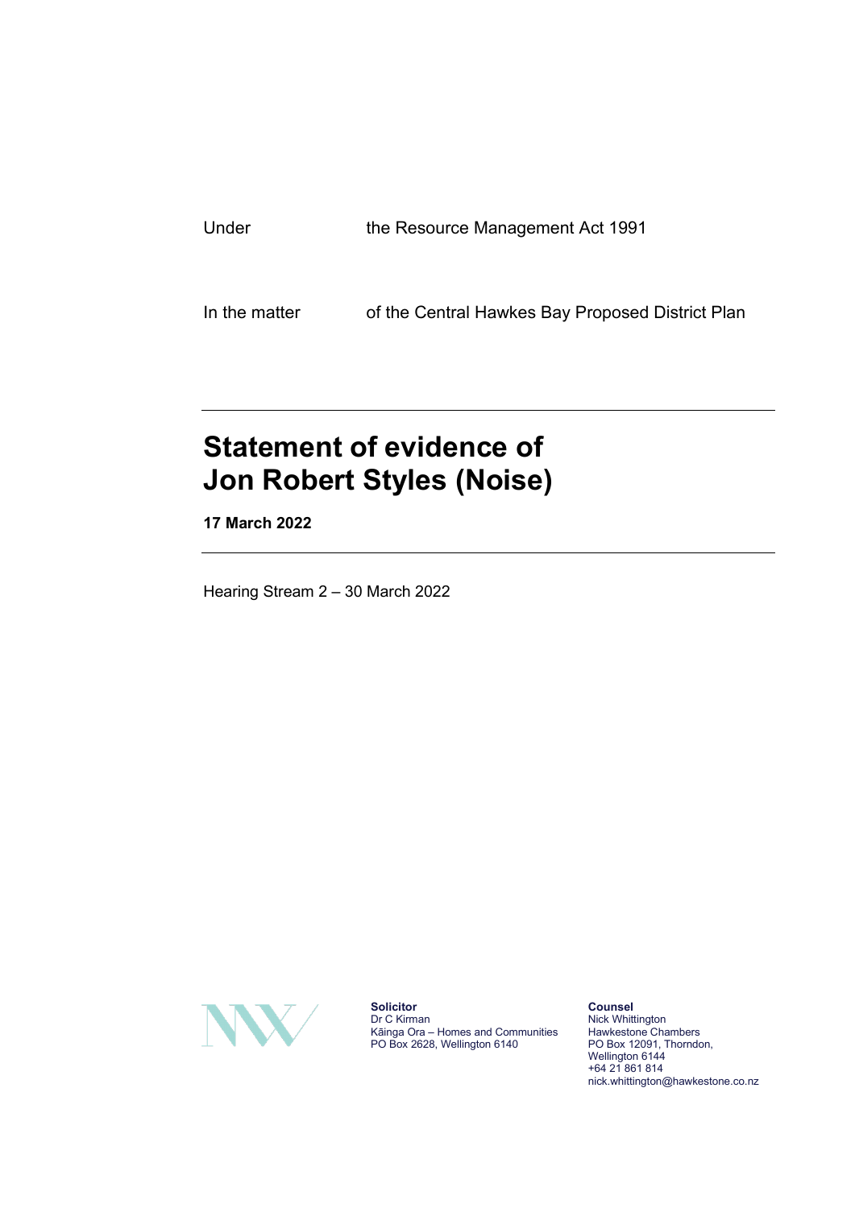| | |
|---|---|
| Under | the Resource Management Act 1991 |
| In the matter | of the Central Hawkes Bay Proposed District Plan |

# Statement of evidence of Jon Robert Styles (Noise)

**17 March 2022**

Hearing Stream 2 – 30 March 2022

**Solicitor**
Dr C Kirman
Kāinga Ora – Homes and Communities
PO Box 2628, Wellington 6140

**Counsel**
Nick Whittington
Hawkestone Chambers
PO Box 12091, Thorndon,
Wellington 6144
+64 21 861 814
nick.whittington@hawkestone.co.nz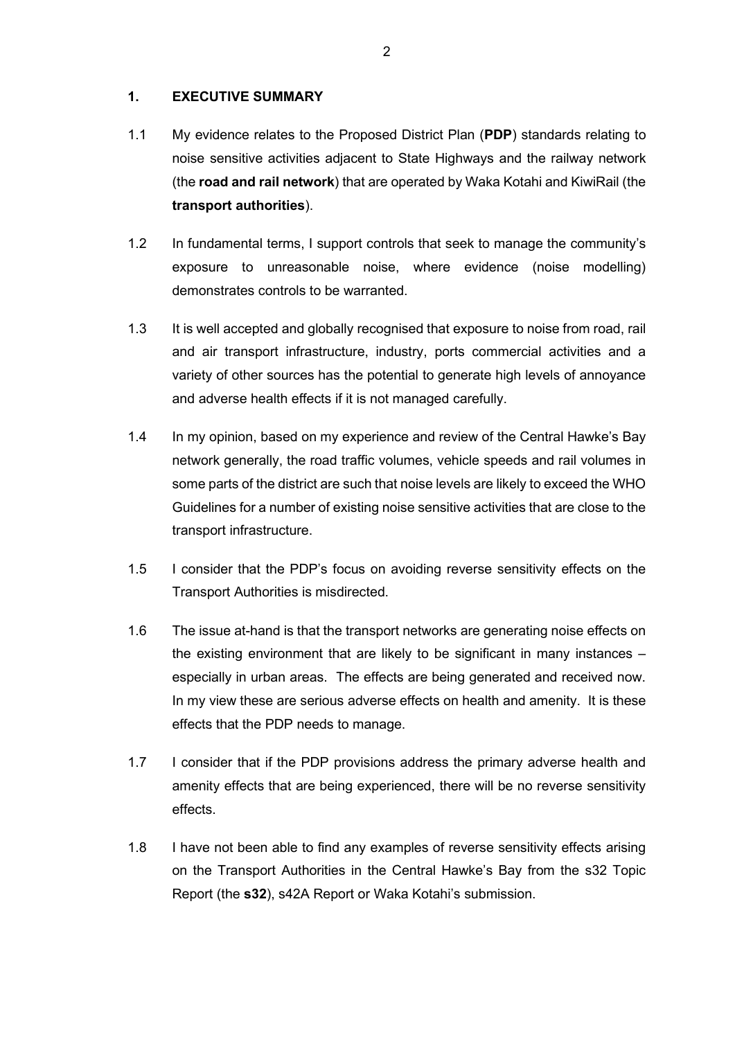## 1. EXECUTIVE SUMMARY

1.1 My evidence relates to the Proposed District Plan (**PDP**) standards relating to noise sensitive activities adjacent to State Highways and the railway network (the **road and rail network**) that are operated by Waka Kotahi and KiwiRail (the **transport authorities**).

1.2 In fundamental terms, I support controls that seek to manage the community's exposure to unreasonable noise, where evidence (noise modelling) demonstrates controls to be warranted.

1.3 It is well accepted and globally recognised that exposure to noise from road, rail and air transport infrastructure, industry, ports commercial activities and a variety of other sources has the potential to generate high levels of annoyance and adverse health effects if it is not managed carefully.

1.4 In my opinion, based on my experience and review of the Central Hawke's Bay network generally, the road traffic volumes, vehicle speeds and rail volumes in some parts of the district are such that noise levels are likely to exceed the WHO Guidelines for a number of existing noise sensitive activities that are close to the transport infrastructure.

1.5 I consider that the PDP's focus on avoiding reverse sensitivity effects on the Transport Authorities is misdirected.

1.6 The issue at-hand is that the transport networks are generating noise effects on the existing environment that are likely to be significant in many instances – especially in urban areas. The effects are being generated and received now. In my view these are serious adverse effects on health and amenity. It is these effects that the PDP needs to manage.

1.7 I consider that if the PDP provisions address the primary adverse health and amenity effects that are being experienced, there will be no reverse sensitivity effects.

1.8 I have not been able to find any examples of reverse sensitivity effects arising on the Transport Authorities in the Central Hawke's Bay from the s32 Topic Report (the **s32**), s42A Report or Waka Kotahi's submission.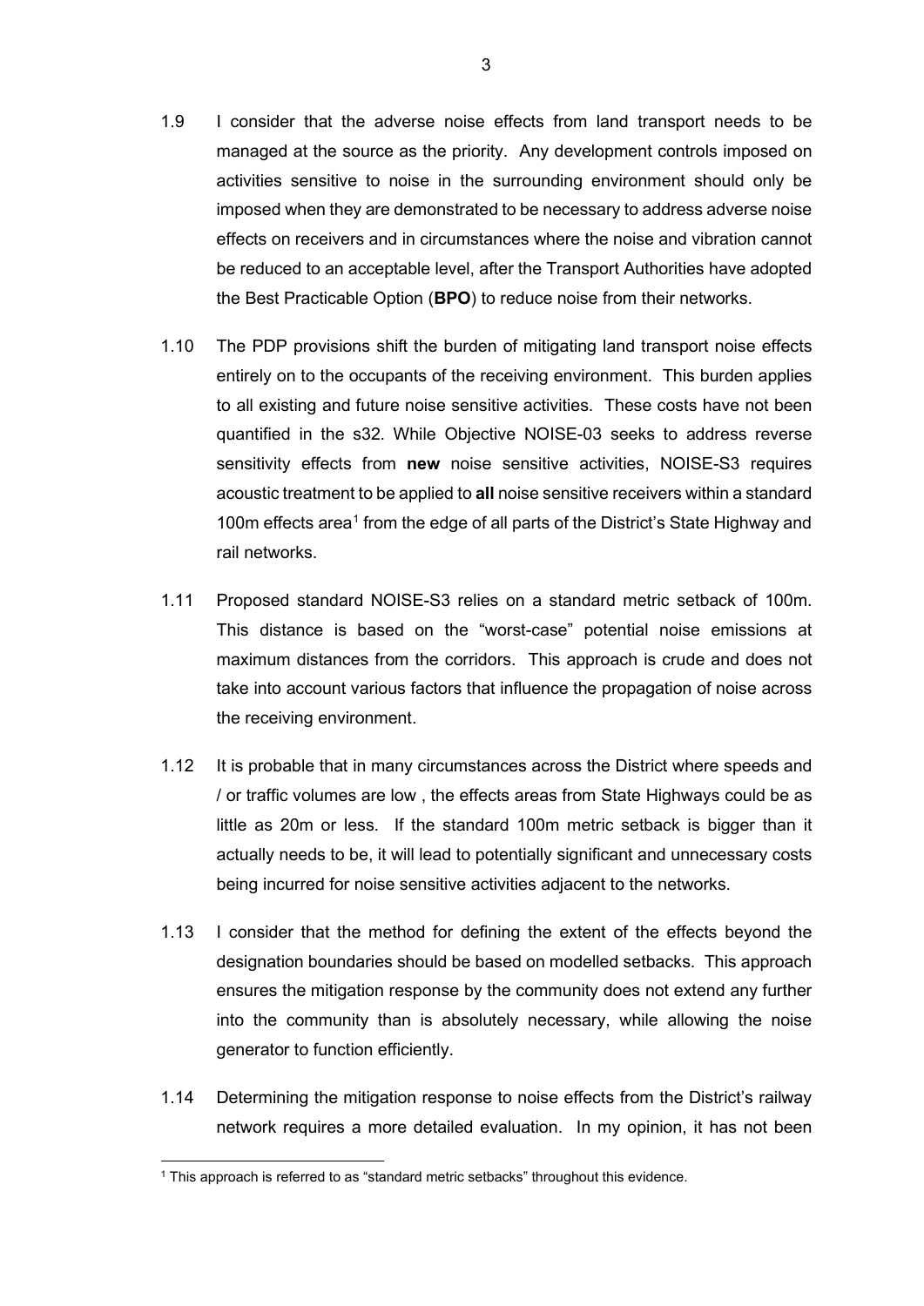1.9 I consider that the adverse noise effects from land transport needs to be managed at the source as the priority. Any development controls imposed on activities sensitive to noise in the surrounding environment should only be imposed when they are demonstrated to be necessary to address adverse noise effects on receivers and in circumstances where the noise and vibration cannot be reduced to an acceptable level, after the Transport Authorities have adopted the Best Practicable Option (**BPO**) to reduce noise from their networks.

1.10 The PDP provisions shift the burden of mitigating land transport noise effects entirely on to the occupants of the receiving environment. This burden applies to all existing and future noise sensitive activities. These costs have not been quantified in the s32. While Objective NOISE-03 seeks to address reverse sensitivity effects from **new** noise sensitive activities, NOISE-S3 requires acoustic treatment to be applied to **all** noise sensitive receivers within a standard 100m effects area[1] from the edge of all parts of the District's State Highway and rail networks.

1.11 Proposed standard NOISE-S3 relies on a standard metric setback of 100m. This distance is based on the "worst-case" potential noise emissions at maximum distances from the corridors. This approach is crude and does not take into account various factors that influence the propagation of noise across the receiving environment.

1.12 It is probable that in many circumstances across the District where speeds and / or traffic volumes are low , the effects areas from State Highways could be as little as 20m or less. If the standard 100m metric setback is bigger than it actually needs to be, it will lead to potentially significant and unnecessary costs being incurred for noise sensitive activities adjacent to the networks.

1.13 I consider that the method for defining the extent of the effects beyond the designation boundaries should be based on modelled setbacks. This approach ensures the mitigation response by the community does not extend any further into the community than is absolutely necessary, while allowing the noise generator to function efficiently.

1.14 Determining the mitigation response to noise effects from the District's railway network requires a more detailed evaluation. In my opinion, it has not been

[1] This approach is referred to as "standard metric setbacks" throughout this evidence.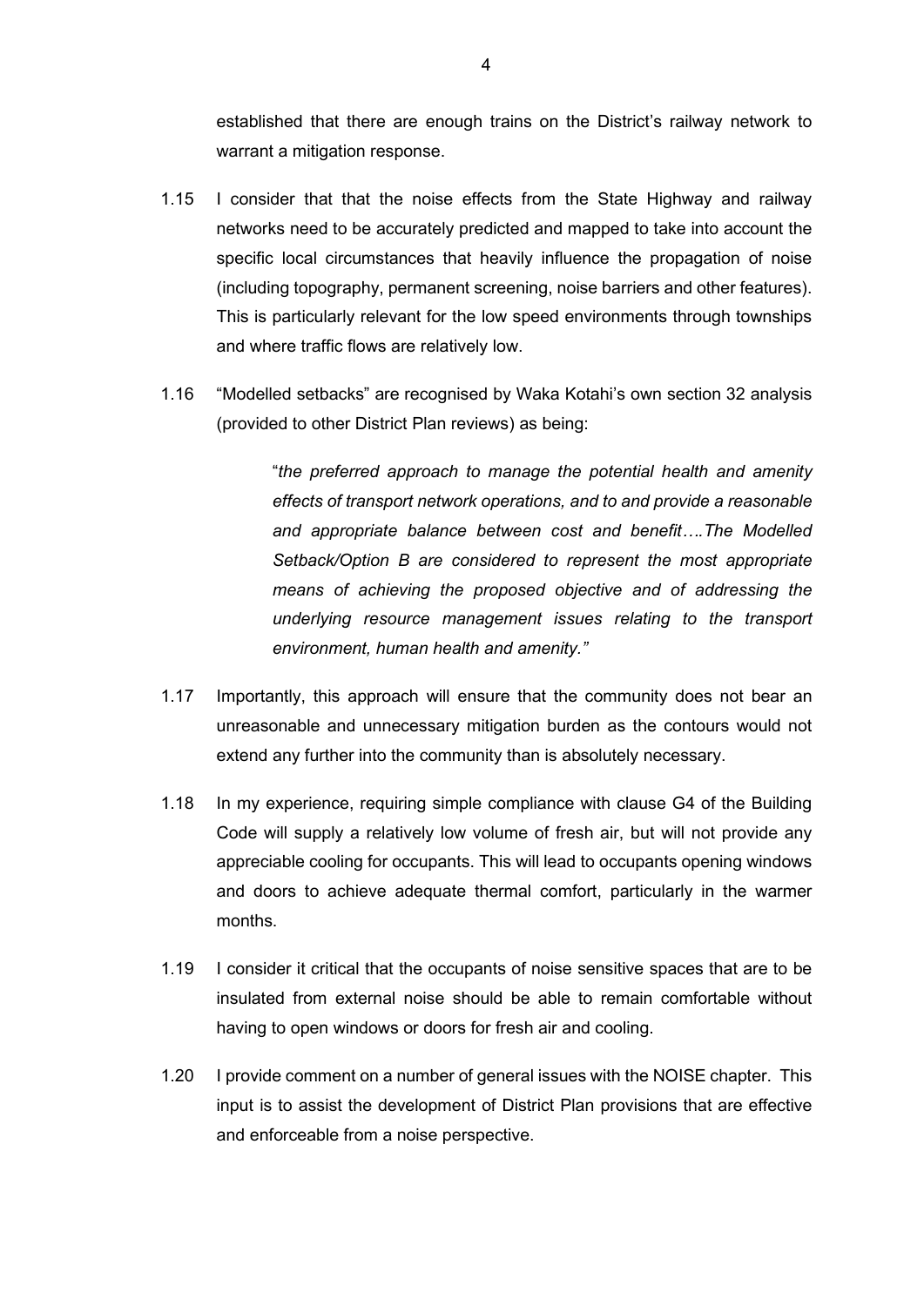established that there are enough trains on the District's railway network to warrant a mitigation response.

1.15 I consider that that the noise effects from the State Highway and railway networks need to be accurately predicted and mapped to take into account the specific local circumstances that heavily influence the propagation of noise (including topography, permanent screening, noise barriers and other features). This is particularly relevant for the low speed environments through townships and where traffic flows are relatively low.

1.16 "Modelled setbacks" are recognised by Waka Kotahi's own section 32 analysis (provided to other District Plan reviews) as being:

> "*the preferred approach to manage the potential health and amenity effects of transport network operations, and to and provide a reasonable and appropriate balance between cost and benefit….The Modelled Setback/Option B are considered to represent the most appropriate means of achieving the proposed objective and of addressing the underlying resource management issues relating to the transport environment, human health and amenity.*"

1.17 Importantly, this approach will ensure that the community does not bear an unreasonable and unnecessary mitigation burden as the contours would not extend any further into the community than is absolutely necessary.

1.18 In my experience, requiring simple compliance with clause G4 of the Building Code will supply a relatively low volume of fresh air, but will not provide any appreciable cooling for occupants. This will lead to occupants opening windows and doors to achieve adequate thermal comfort, particularly in the warmer months.

1.19 I consider it critical that the occupants of noise sensitive spaces that are to be insulated from external noise should be able to remain comfortable without having to open windows or doors for fresh air and cooling.

1.20 I provide comment on a number of general issues with the NOISE chapter. This input is to assist the development of District Plan provisions that are effective and enforceable from a noise perspective.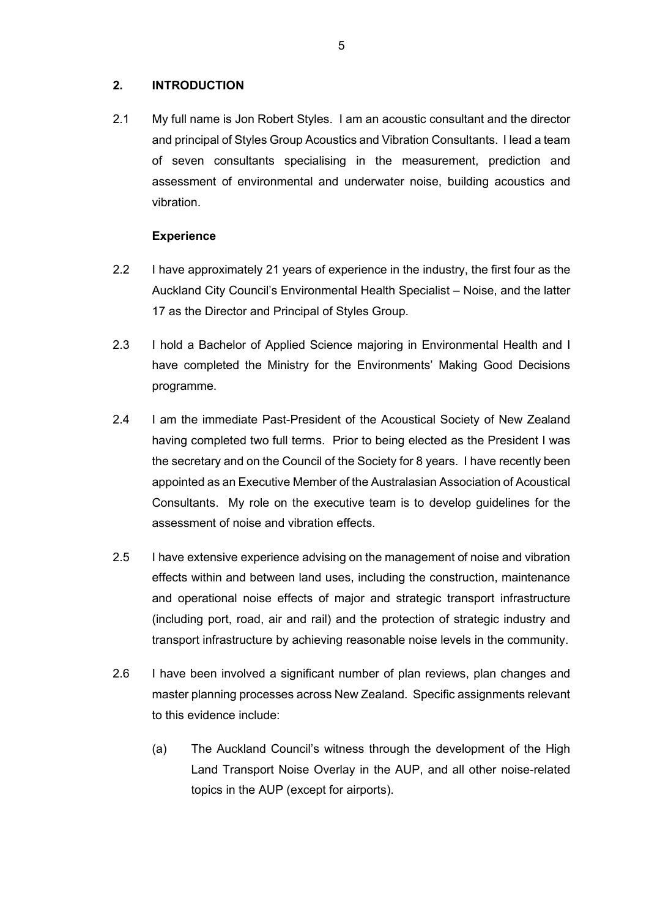## 2. INTRODUCTION

2.1 My full name is Jon Robert Styles. I am an acoustic consultant and the director and principal of Styles Group Acoustics and Vibration Consultants. I lead a team of seven consultants specialising in the measurement, prediction and assessment of environmental and underwater noise, building acoustics and vibration.

### Experience

2.2 I have approximately 21 years of experience in the industry, the first four as the Auckland City Council's Environmental Health Specialist – Noise, and the latter 17 as the Director and Principal of Styles Group.

2.3 I hold a Bachelor of Applied Science majoring in Environmental Health and I have completed the Ministry for the Environments' Making Good Decisions programme.

2.4 I am the immediate Past-President of the Acoustical Society of New Zealand having completed two full terms. Prior to being elected as the President I was the secretary and on the Council of the Society for 8 years. I have recently been appointed as an Executive Member of the Australasian Association of Acoustical Consultants. My role on the executive team is to develop guidelines for the assessment of noise and vibration effects.

2.5 I have extensive experience advising on the management of noise and vibration effects within and between land uses, including the construction, maintenance and operational noise effects of major and strategic transport infrastructure (including port, road, air and rail) and the protection of strategic industry and transport infrastructure by achieving reasonable noise levels in the community.

2.6 I have been involved a significant number of plan reviews, plan changes and master planning processes across New Zealand. Specific assignments relevant to this evidence include:

(a) The Auckland Council's witness through the development of the High Land Transport Noise Overlay in the AUP, and all other noise-related topics in the AUP (except for airports).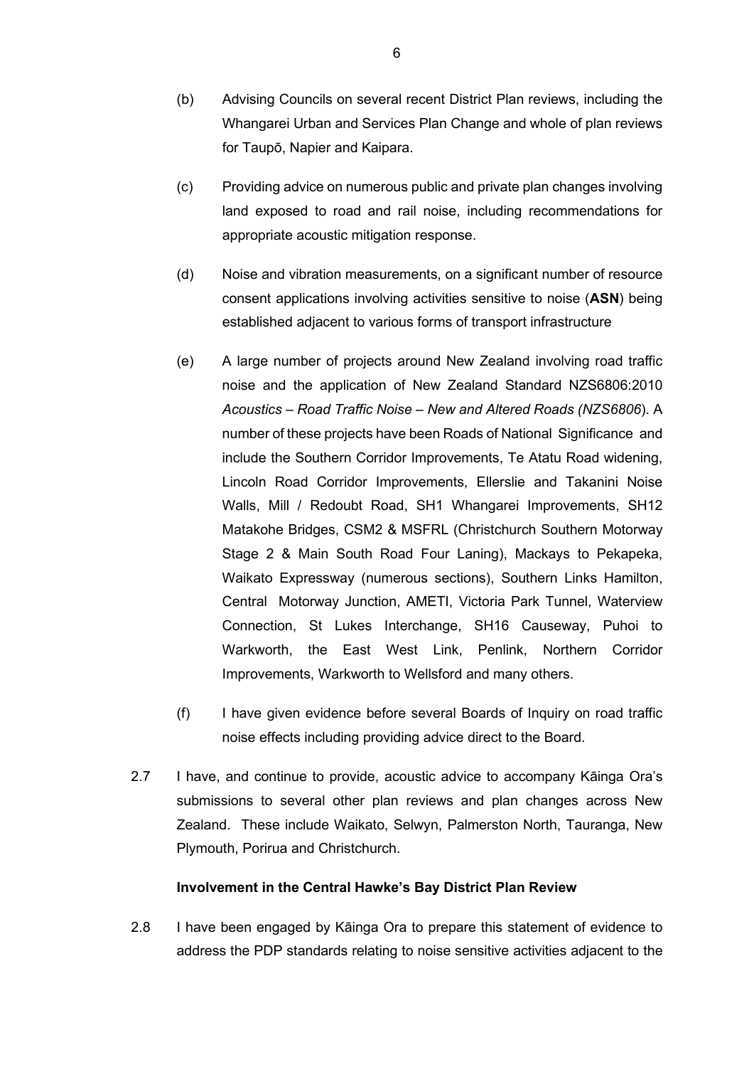(b) Advising Councils on several recent District Plan reviews, including the Whangarei Urban and Services Plan Change and whole of plan reviews for Taupō, Napier and Kaipara.

(c) Providing advice on numerous public and private plan changes involving land exposed to road and rail noise, including recommendations for appropriate acoustic mitigation response.

(d) Noise and vibration measurements, on a significant number of resource consent applications involving activities sensitive to noise (**ASN**) being established adjacent to various forms of transport infrastructure

(e) A large number of projects around New Zealand involving road traffic noise and the application of New Zealand Standard NZS6806:2010 *Acoustics – Road Traffic Noise – New and Altered Roads (NZS6806*). A number of these projects have been Roads of National Significance and include the Southern Corridor Improvements, Te Atatu Road widening, Lincoln Road Corridor Improvements, Ellerslie and Takanini Noise Walls, Mill / Redoubt Road, SH1 Whangarei Improvements, SH12 Matakohe Bridges, CSM2 & MSFRL (Christchurch Southern Motorway Stage 2 & Main South Road Four Laning), Mackays to Pekapeka, Waikato Expressway (numerous sections), Southern Links Hamilton, Central Motorway Junction, AMETI, Victoria Park Tunnel, Waterview Connection, St Lukes Interchange, SH16 Causeway, Puhoi to Warkworth, the East West Link, Penlink, Northern Corridor Improvements, Warkworth to Wellsford and many others.

(f) I have given evidence before several Boards of Inquiry on road traffic noise effects including providing advice direct to the Board.

2.7 I have, and continue to provide, acoustic advice to accompany Kāinga Ora's submissions to several other plan reviews and plan changes across New Zealand. These include Waikato, Selwyn, Palmerston North, Tauranga, New Plymouth, Porirua and Christchurch.

**Involvement in the Central Hawke's Bay District Plan Review**

2.8 I have been engaged by Kāinga Ora to prepare this statement of evidence to address the PDP standards relating to noise sensitive activities adjacent to the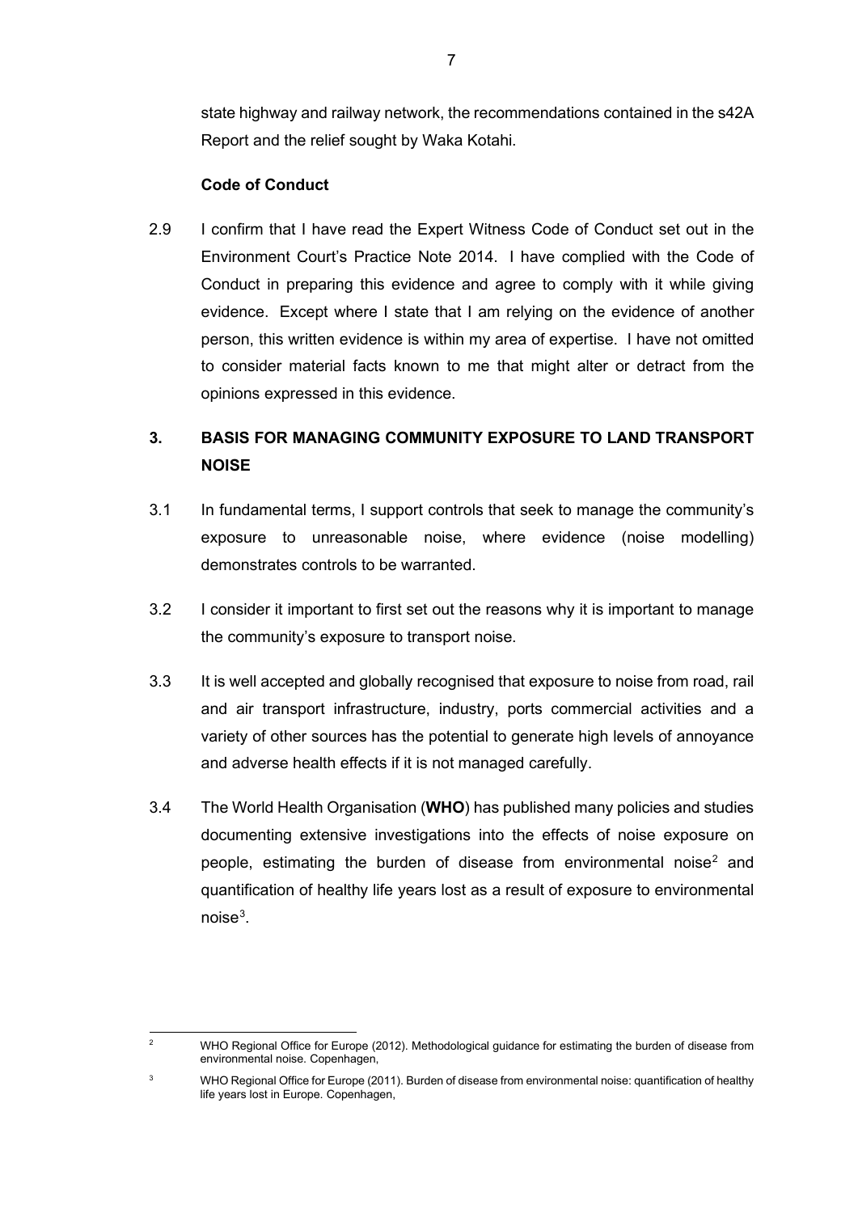state highway and railway network, the recommendations contained in the s42A Report and the relief sought by Waka Kotahi.

**Code of Conduct**

2.9 I confirm that I have read the Expert Witness Code of Conduct set out in the Environment Court's Practice Note 2014. I have complied with the Code of Conduct in preparing this evidence and agree to comply with it while giving evidence. Except where I state that I am relying on the evidence of another person, this written evidence is within my area of expertise. I have not omitted to consider material facts known to me that might alter or detract from the opinions expressed in this evidence.

## 3. BASIS FOR MANAGING COMMUNITY EXPOSURE TO LAND TRANSPORT NOISE

3.1 In fundamental terms, I support controls that seek to manage the community's exposure to unreasonable noise, where evidence (noise modelling) demonstrates controls to be warranted.

3.2 I consider it important to first set out the reasons why it is important to manage the community's exposure to transport noise.

3.3 It is well accepted and globally recognised that exposure to noise from road, rail and air transport infrastructure, industry, ports commercial activities and a variety of other sources has the potential to generate high levels of annoyance and adverse health effects if it is not managed carefully.

3.4 The World Health Organisation (**WHO**) has published many policies and studies documenting extensive investigations into the effects of noise exposure on people, estimating the burden of disease from environmental noise[2] and quantification of healthy life years lost as a result of exposure to environmental noise[3].

---

[2] WHO Regional Office for Europe (2012). Methodological guidance for estimating the burden of disease from environmental noise. Copenhagen,

[3] WHO Regional Office for Europe (2011). Burden of disease from environmental noise: quantification of healthy life years lost in Europe. Copenhagen,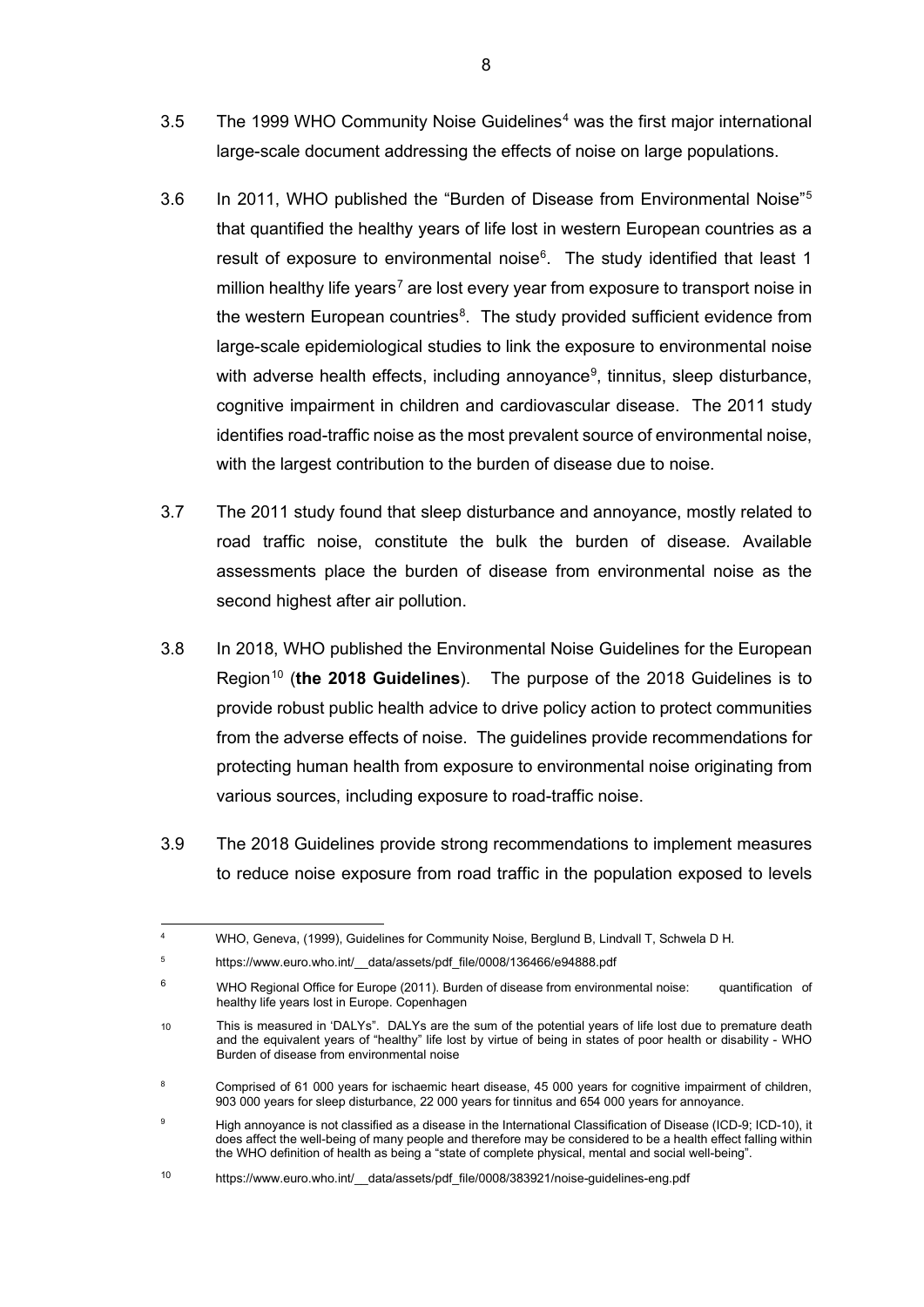3.5 The 1999 WHO Community Noise Guidelines[4] was the first major international large-scale document addressing the effects of noise on large populations.

3.6 In 2011, WHO published the "Burden of Disease from Environmental Noise"[5] that quantified the healthy years of life lost in western European countries as a result of exposure to environmental noise[6]. The study identified that least 1 million healthy life years[7] are lost every year from exposure to transport noise in the western European countries[8]. The study provided sufficient evidence from large-scale epidemiological studies to link the exposure to environmental noise with adverse health effects, including annoyance[9], tinnitus, sleep disturbance, cognitive impairment in children and cardiovascular disease. The 2011 study identifies road-traffic noise as the most prevalent source of environmental noise, with the largest contribution to the burden of disease due to noise.

3.7 The 2011 study found that sleep disturbance and annoyance, mostly related to road traffic noise, constitute the bulk the burden of disease. Available assessments place the burden of disease from environmental noise as the second highest after air pollution.

3.8 In 2018, WHO published the Environmental Noise Guidelines for the European Region[10] (**the 2018 Guidelines**). The purpose of the 2018 Guidelines is to provide robust public health advice to drive policy action to protect communities from the adverse effects of noise. The guidelines provide recommendations for protecting human health from exposure to environmental noise originating from various sources, including exposure to road-traffic noise.

3.9 The 2018 Guidelines provide strong recommendations to implement measures to reduce noise exposure from road traffic in the population exposed to levels

---

[4] WHO, Geneva, (1999), Guidelines for Community Noise, Berglund B, Lindvall T, Schwela D H.

[5] https://www.euro.who.int/__data/assets/pdf_file/0008/136466/e94888.pdf

[6] WHO Regional Office for Europe (2011). Burden of disease from environmental noise: quantification of healthy life years lost in Europe. Copenhagen

[10] This is measured in 'DALYs". DALYs are the sum of the potential years of life lost due to premature death and the equivalent years of "healthy" life lost by virtue of being in states of poor health or disability - WHO Burden of disease from environmental noise

[8] Comprised of 61 000 years for ischaemic heart disease, 45 000 years for cognitive impairment of children, 903 000 years for sleep disturbance, 22 000 years for tinnitus and 654 000 years for annoyance.

[9] High annoyance is not classified as a disease in the International Classification of Disease (ICD-9; ICD-10), it does affect the well-being of many people and therefore may be considered to be a health effect falling within the WHO definition of health as being a "state of complete physical, mental and social well-being".

[10] https://www.euro.who.int/__data/assets/pdf_file/0008/383921/noise-guidelines-eng.pdf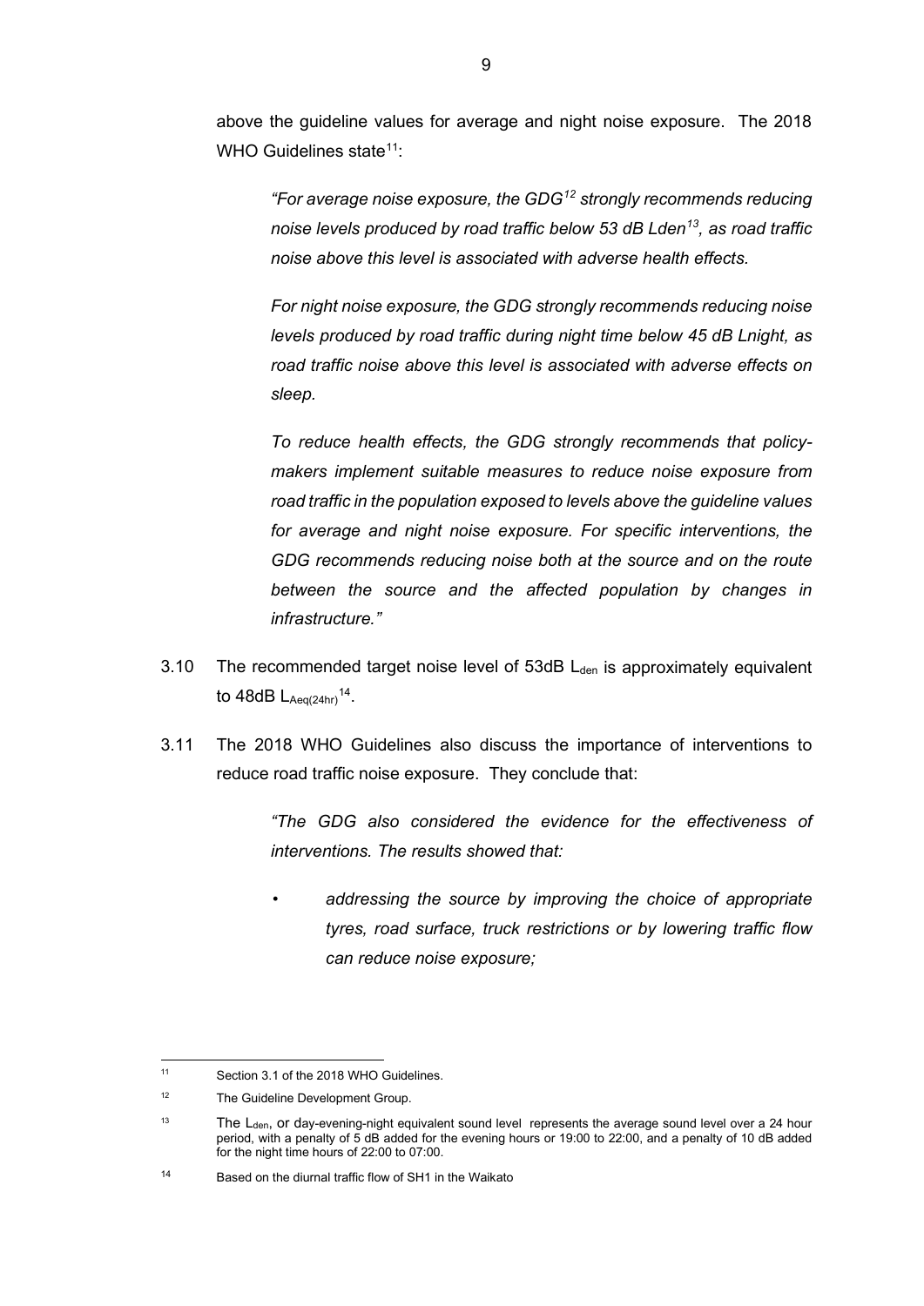above the guideline values for average and night noise exposure. The 2018 WHO Guidelines state[11]:

> *"For average noise exposure, the GDG[12] strongly recommends reducing noise levels produced by road traffic below 53 dB Lden[13], as road traffic noise above this level is associated with adverse health effects.*
>
> *For night noise exposure, the GDG strongly recommends reducing noise levels produced by road traffic during night time below 45 dB Lnight, as road traffic noise above this level is associated with adverse effects on sleep.*
>
> *To reduce health effects, the GDG strongly recommends that policy-makers implement suitable measures to reduce noise exposure from road traffic in the population exposed to levels above the guideline values for average and night noise exposure. For specific interventions, the GDG recommends reducing noise both at the source and on the route between the source and the affected population by changes in infrastructure."*

3.10 The recommended target noise level of 53dB $L_{den}$ is approximately equivalent to 48dB $L_{Aeq(24hr)}$[14].

3.11 The 2018 WHO Guidelines also discuss the importance of interventions to reduce road traffic noise exposure. They conclude that:

> *"The GDG also considered the evidence for the effectiveness of interventions. The results showed that:*
>
> - *addressing the source by improving the choice of appropriate tyres, road surface, truck restrictions or by lowering traffic flow can reduce noise exposure;*

---

[11] Section 3.1 of the 2018 WHO Guidelines.

[12] The Guideline Development Group.

[13] The $L_{den}$, or day-evening-night equivalent sound level represents the average sound level over a 24 hour period, with a penalty of 5 dB added for the evening hours or 19:00 to 22:00, and a penalty of 10 dB added for the night time hours of 22:00 to 07:00.

[14] Based on the diurnal traffic flow of SH1 in the Waikato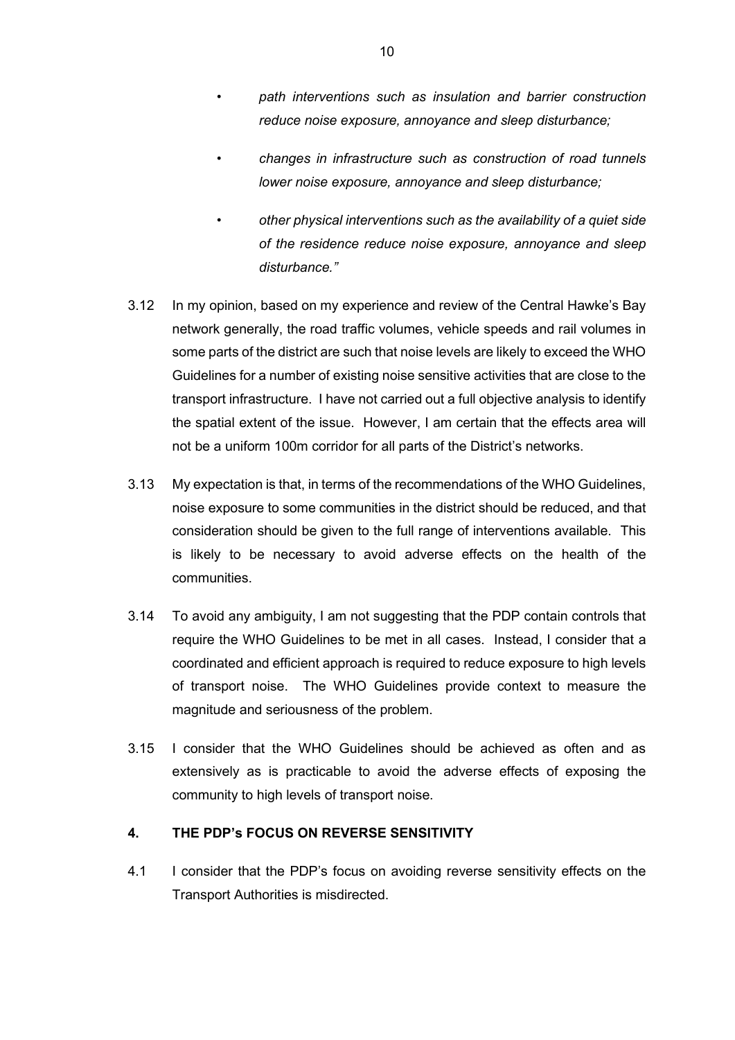- *path interventions such as insulation and barrier construction reduce noise exposure, annoyance and sleep disturbance;*
- *changes in infrastructure such as construction of road tunnels lower noise exposure, annoyance and sleep disturbance;*
- *other physical interventions such as the availability of a quiet side of the residence reduce noise exposure, annoyance and sleep disturbance."*

3.12 In my opinion, based on my experience and review of the Central Hawke's Bay network generally, the road traffic volumes, vehicle speeds and rail volumes in some parts of the district are such that noise levels are likely to exceed the WHO Guidelines for a number of existing noise sensitive activities that are close to the transport infrastructure. I have not carried out a full objective analysis to identify the spatial extent of the issue. However, I am certain that the effects area will not be a uniform 100m corridor for all parts of the District's networks.

3.13 My expectation is that, in terms of the recommendations of the WHO Guidelines, noise exposure to some communities in the district should be reduced, and that consideration should be given to the full range of interventions available. This is likely to be necessary to avoid adverse effects on the health of the communities.

3.14 To avoid any ambiguity, I am not suggesting that the PDP contain controls that require the WHO Guidelines to be met in all cases. Instead, I consider that a coordinated and efficient approach is required to reduce exposure to high levels of transport noise. The WHO Guidelines provide context to measure the magnitude and seriousness of the problem.

3.15 I consider that the WHO Guidelines should be achieved as often and as extensively as is practicable to avoid the adverse effects of exposing the community to high levels of transport noise.

## 4. THE PDP's FOCUS ON REVERSE SENSITIVITY

4.1 I consider that the PDP's focus on avoiding reverse sensitivity effects on the Transport Authorities is misdirected.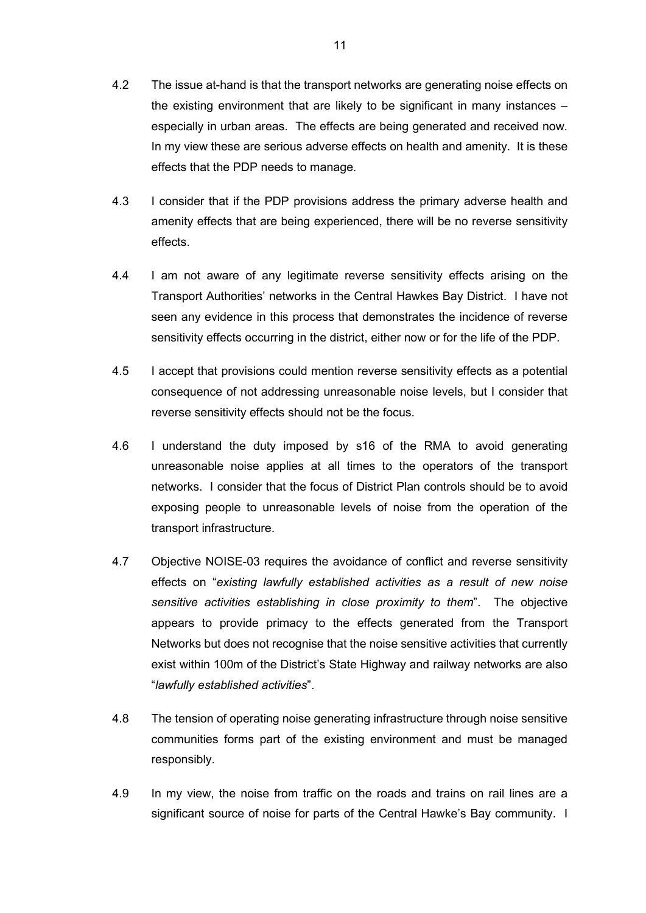4.2 The issue at-hand is that the transport networks are generating noise effects on the existing environment that are likely to be significant in many instances – especially in urban areas. The effects are being generated and received now. In my view these are serious adverse effects on health and amenity. It is these effects that the PDP needs to manage.

4.3 I consider that if the PDP provisions address the primary adverse health and amenity effects that are being experienced, there will be no reverse sensitivity effects.

4.4 I am not aware of any legitimate reverse sensitivity effects arising on the Transport Authorities' networks in the Central Hawkes Bay District. I have not seen any evidence in this process that demonstrates the incidence of reverse sensitivity effects occurring in the district, either now or for the life of the PDP.

4.5 I accept that provisions could mention reverse sensitivity effects as a potential consequence of not addressing unreasonable noise levels, but I consider that reverse sensitivity effects should not be the focus.

4.6 I understand the duty imposed by s16 of the RMA to avoid generating unreasonable noise applies at all times to the operators of the transport networks. I consider that the focus of District Plan controls should be to avoid exposing people to unreasonable levels of noise from the operation of the transport infrastructure.

4.7 Objective NOISE-03 requires the avoidance of conflict and reverse sensitivity effects on "*existing lawfully established activities as a result of new noise sensitive activities establishing in close proximity to them*". The objective appears to provide primacy to the effects generated from the Transport Networks but does not recognise that the noise sensitive activities that currently exist within 100m of the District's State Highway and railway networks are also "*lawfully established activities*".

4.8 The tension of operating noise generating infrastructure through noise sensitive communities forms part of the existing environment and must be managed responsibly.

4.9 In my view, the noise from traffic on the roads and trains on rail lines are a significant source of noise for parts of the Central Hawke's Bay community. I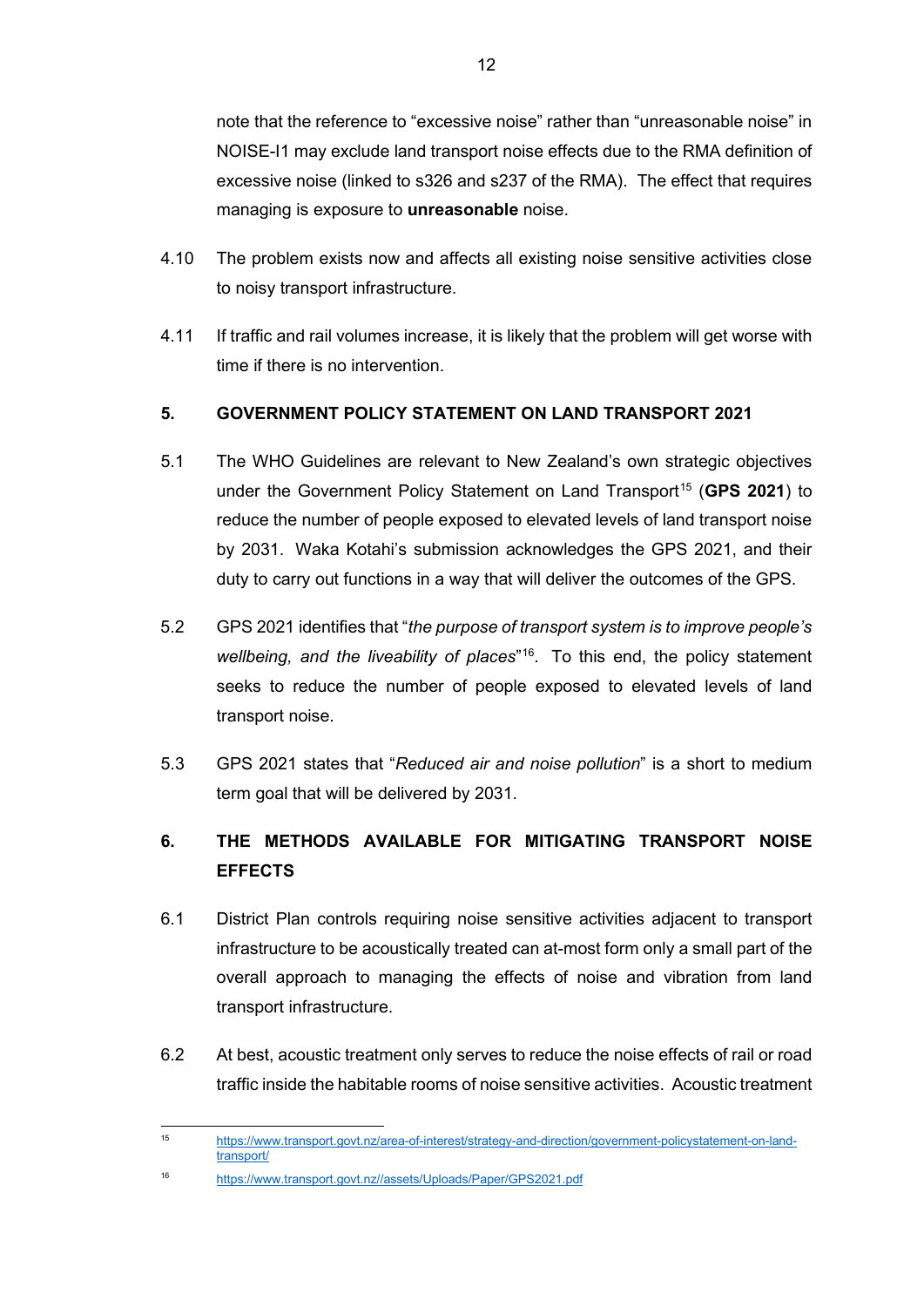note that the reference to "excessive noise" rather than "unreasonable noise" in NOISE-I1 may exclude land transport noise effects due to the RMA definition of excessive noise (linked to s326 and s237 of the RMA). The effect that requires managing is exposure to **unreasonable** noise.

4.10 The problem exists now and affects all existing noise sensitive activities close to noisy transport infrastructure.

4.11 If traffic and rail volumes increase, it is likely that the problem will get worse with time if there is no intervention.

## 5. GOVERNMENT POLICY STATEMENT ON LAND TRANSPORT 2021

5.1 The WHO Guidelines are relevant to New Zealand's own strategic objectives under the Government Policy Statement on Land Transport[15] (**GPS 2021**) to reduce the number of people exposed to elevated levels of land transport noise by 2031. Waka Kotahi's submission acknowledges the GPS 2021, and their duty to carry out functions in a way that will deliver the outcomes of the GPS.

5.2 GPS 2021 identifies that "*the purpose of transport system is to improve people's wellbeing, and the liveability of places*"[16]. To this end, the policy statement seeks to reduce the number of people exposed to elevated levels of land transport noise.

5.3 GPS 2021 states that "*Reduced air and noise pollution*" is a short to medium term goal that will be delivered by 2031.

## 6. THE METHODS AVAILABLE FOR MITIGATING TRANSPORT NOISE EFFECTS

6.1 District Plan controls requiring noise sensitive activities adjacent to transport infrastructure to be acoustically treated can at-most form only a small part of the overall approach to managing the effects of noise and vibration from land transport infrastructure.

6.2 At best, acoustic treatment only serves to reduce the noise effects of rail or road traffic inside the habitable rooms of noise sensitive activities. Acoustic treatment

---

[15] https://www.transport.govt.nz/area-of-interest/strategy-and-direction/government-policystatement-on-land-transport/

[16] https://www.transport.govt.nz//assets/Uploads/Paper/GPS2021.pdf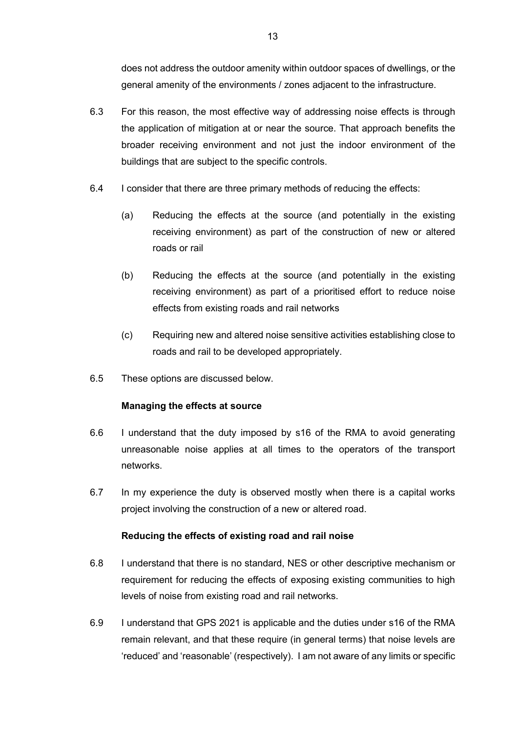does not address the outdoor amenity within outdoor spaces of dwellings, or the general amenity of the environments / zones adjacent to the infrastructure.

6.3 For this reason, the most effective way of addressing noise effects is through the application of mitigation at or near the source. That approach benefits the broader receiving environment and not just the indoor environment of the buildings that are subject to the specific controls.

6.4 I consider that there are three primary methods of reducing the effects:

(a) Reducing the effects at the source (and potentially in the existing receiving environment) as part of the construction of new or altered roads or rail

(b) Reducing the effects at the source (and potentially in the existing receiving environment) as part of a prioritised effort to reduce noise effects from existing roads and rail networks

(c) Requiring new and altered noise sensitive activities establishing close to roads and rail to be developed appropriately.

6.5 These options are discussed below.

**Managing the effects at source**

6.6 I understand that the duty imposed by s16 of the RMA to avoid generating unreasonable noise applies at all times to the operators of the transport networks.

6.7 In my experience the duty is observed mostly when there is a capital works project involving the construction of a new or altered road.

**Reducing the effects of existing road and rail noise**

6.8 I understand that there is no standard, NES or other descriptive mechanism or requirement for reducing the effects of exposing existing communities to high levels of noise from existing road and rail networks.

6.9 I understand that GPS 2021 is applicable and the duties under s16 of the RMA remain relevant, and that these require (in general terms) that noise levels are 'reduced' and 'reasonable' (respectively). I am not aware of any limits or specific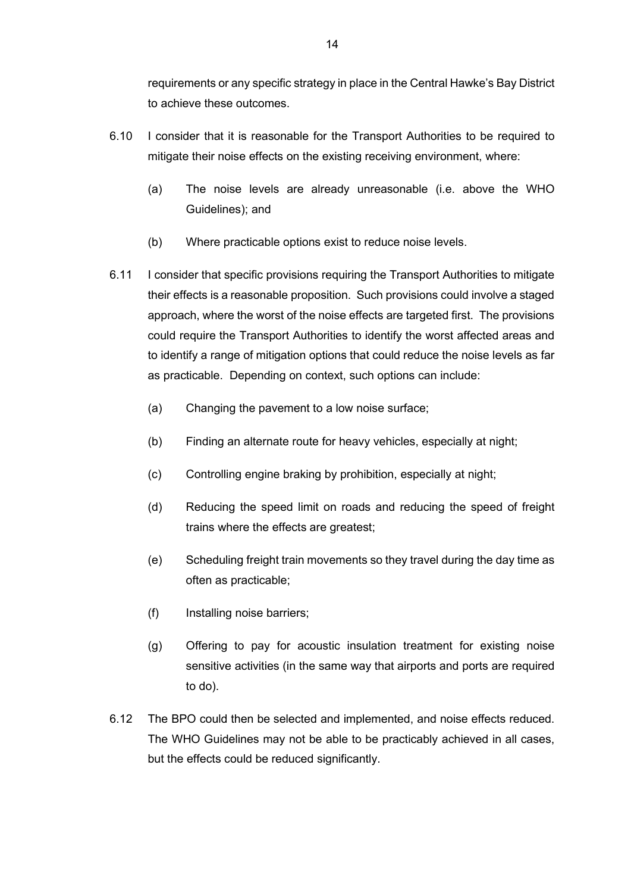requirements or any specific strategy in place in the Central Hawke's Bay District to achieve these outcomes.

6.10 I consider that it is reasonable for the Transport Authorities to be required to mitigate their noise effects on the existing receiving environment, where:

(a) The noise levels are already unreasonable (i.e. above the WHO Guidelines); and

(b) Where practicable options exist to reduce noise levels.

6.11 I consider that specific provisions requiring the Transport Authorities to mitigate their effects is a reasonable proposition. Such provisions could involve a staged approach, where the worst of the noise effects are targeted first. The provisions could require the Transport Authorities to identify the worst affected areas and to identify a range of mitigation options that could reduce the noise levels as far as practicable. Depending on context, such options can include:

(a) Changing the pavement to a low noise surface;

(b) Finding an alternate route for heavy vehicles, especially at night;

(c) Controlling engine braking by prohibition, especially at night;

(d) Reducing the speed limit on roads and reducing the speed of freight trains where the effects are greatest;

(e) Scheduling freight train movements so they travel during the day time as often as practicable;

(f) Installing noise barriers;

(g) Offering to pay for acoustic insulation treatment for existing noise sensitive activities (in the same way that airports and ports are required to do).

6.12 The BPO could then be selected and implemented, and noise effects reduced. The WHO Guidelines may not be able to be practicably achieved in all cases, but the effects could be reduced significantly.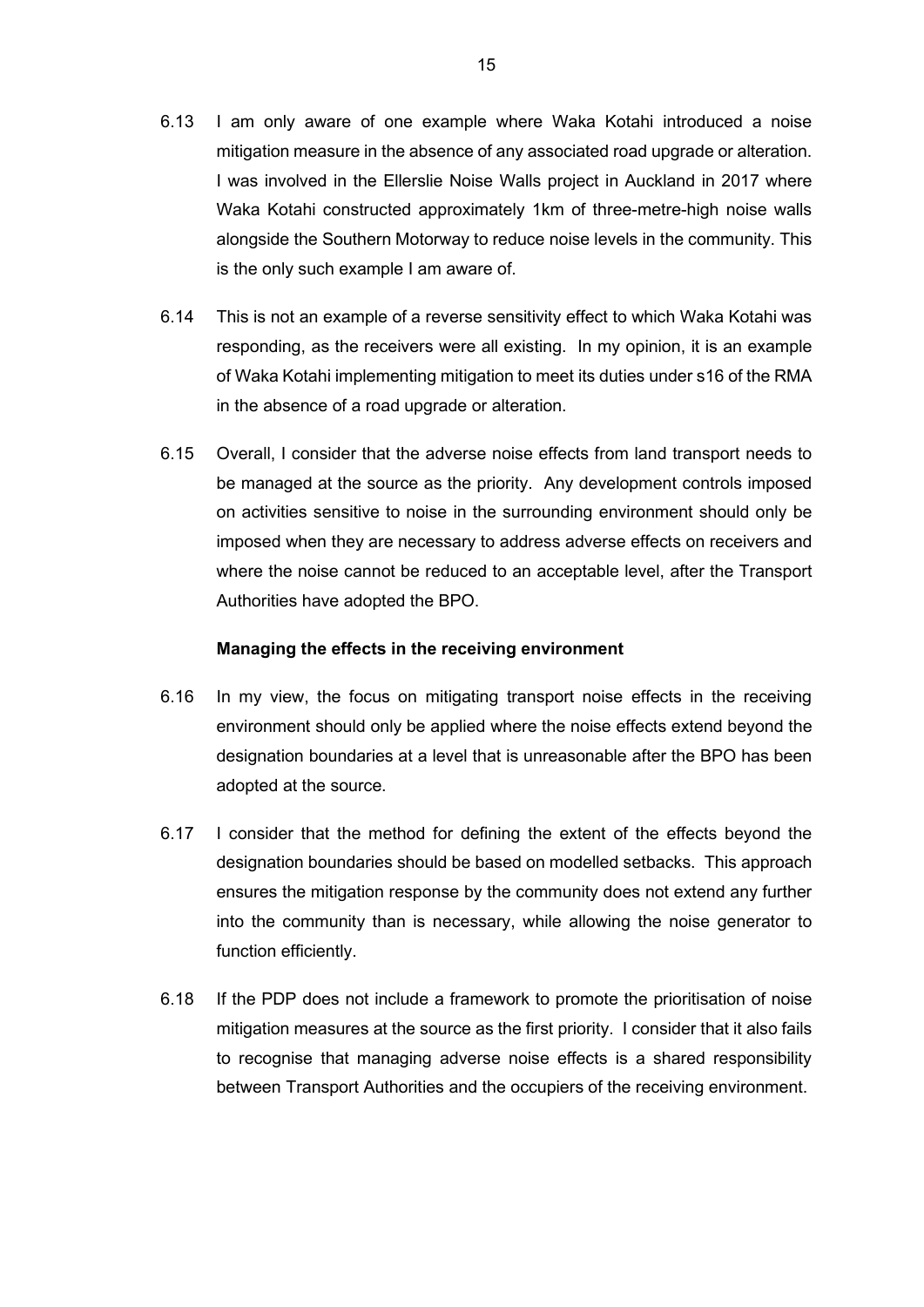6.13 I am only aware of one example where Waka Kotahi introduced a noise mitigation measure in the absence of any associated road upgrade or alteration. I was involved in the Ellerslie Noise Walls project in Auckland in 2017 where Waka Kotahi constructed approximately 1km of three-metre-high noise walls alongside the Southern Motorway to reduce noise levels in the community. This is the only such example I am aware of.

6.14 This is not an example of a reverse sensitivity effect to which Waka Kotahi was responding, as the receivers were all existing. In my opinion, it is an example of Waka Kotahi implementing mitigation to meet its duties under s16 of the RMA in the absence of a road upgrade or alteration.

6.15 Overall, I consider that the adverse noise effects from land transport needs to be managed at the source as the priority. Any development controls imposed on activities sensitive to noise in the surrounding environment should only be imposed when they are necessary to address adverse effects on receivers and where the noise cannot be reduced to an acceptable level, after the Transport Authorities have adopted the BPO.

**Managing the effects in the receiving environment**

6.16 In my view, the focus on mitigating transport noise effects in the receiving environment should only be applied where the noise effects extend beyond the designation boundaries at a level that is unreasonable after the BPO has been adopted at the source.

6.17 I consider that the method for defining the extent of the effects beyond the designation boundaries should be based on modelled setbacks. This approach ensures the mitigation response by the community does not extend any further into the community than is necessary, while allowing the noise generator to function efficiently.

6.18 If the PDP does not include a framework to promote the prioritisation of noise mitigation measures at the source as the first priority. I consider that it also fails to recognise that managing adverse noise effects is a shared responsibility between Transport Authorities and the occupiers of the receiving environment.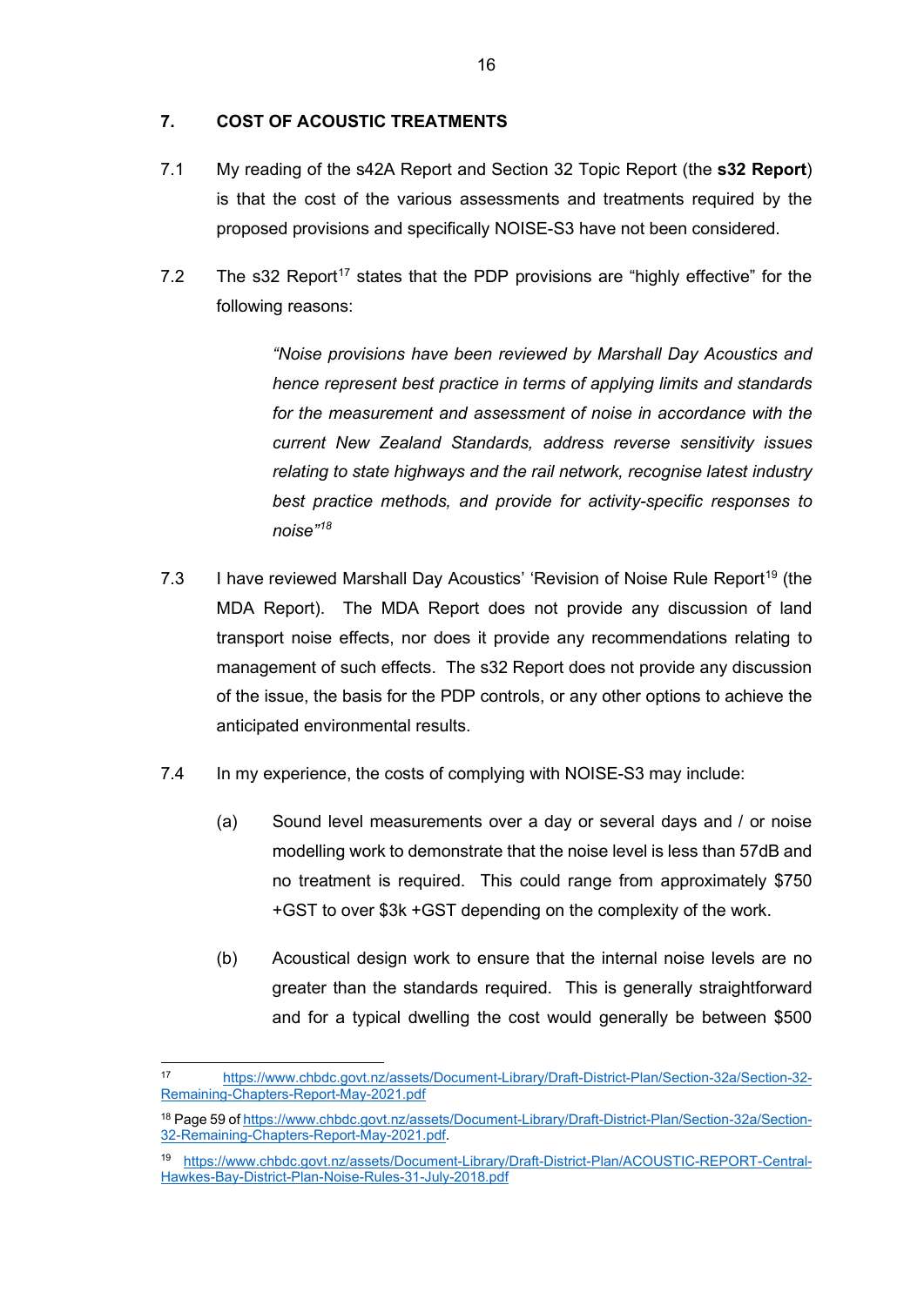## 7. COST OF ACOUSTIC TREATMENTS

7.1 My reading of the s42A Report and Section 32 Topic Report (the **s32 Report**) is that the cost of the various assessments and treatments required by the proposed provisions and specifically NOISE-S3 have not been considered.

7.2 The s32 Report[17] states that the PDP provisions are "highly effective" for the following reasons:

> *"Noise provisions have been reviewed by Marshall Day Acoustics and hence represent best practice in terms of applying limits and standards for the measurement and assessment of noise in accordance with the current New Zealand Standards, address reverse sensitivity issues relating to state highways and the rail network, recognise latest industry best practice methods, and provide for activity-specific responses to noise"[18]*

7.3 I have reviewed Marshall Day Acoustics' 'Revision of Noise Rule Report[19] (the MDA Report). The MDA Report does not provide any discussion of land transport noise effects, nor does it provide any recommendations relating to management of such effects. The s32 Report does not provide any discussion of the issue, the basis for the PDP controls, or any other options to achieve the anticipated environmental results.

7.4 In my experience, the costs of complying with NOISE-S3 may include:

(a) Sound level measurements over a day or several days and / or noise modelling work to demonstrate that the noise level is less than 57dB and no treatment is required. This could range from approximately $750 +GST to over $3k +GST depending on the complexity of the work.

(b) Acoustical design work to ensure that the internal noise levels are no greater than the standards required. This is generally straightforward and for a typical dwelling the cost would generally be between $500

---

[17] https://www.chbdc.govt.nz/assets/Document-Library/Draft-District-Plan/Section-32a/Section-32-Remaining-Chapters-Report-May-2021.pdf

[18] Page 59 of https://www.chbdc.govt.nz/assets/Document-Library/Draft-District-Plan/Section-32a/Section-32-Remaining-Chapters-Report-May-2021.pdf.

[19] https://www.chbdc.govt.nz/assets/Document-Library/Draft-District-Plan/ACOUSTIC-REPORT-Central-Hawkes-Bay-District-Plan-Noise-Rules-31-July-2018.pdf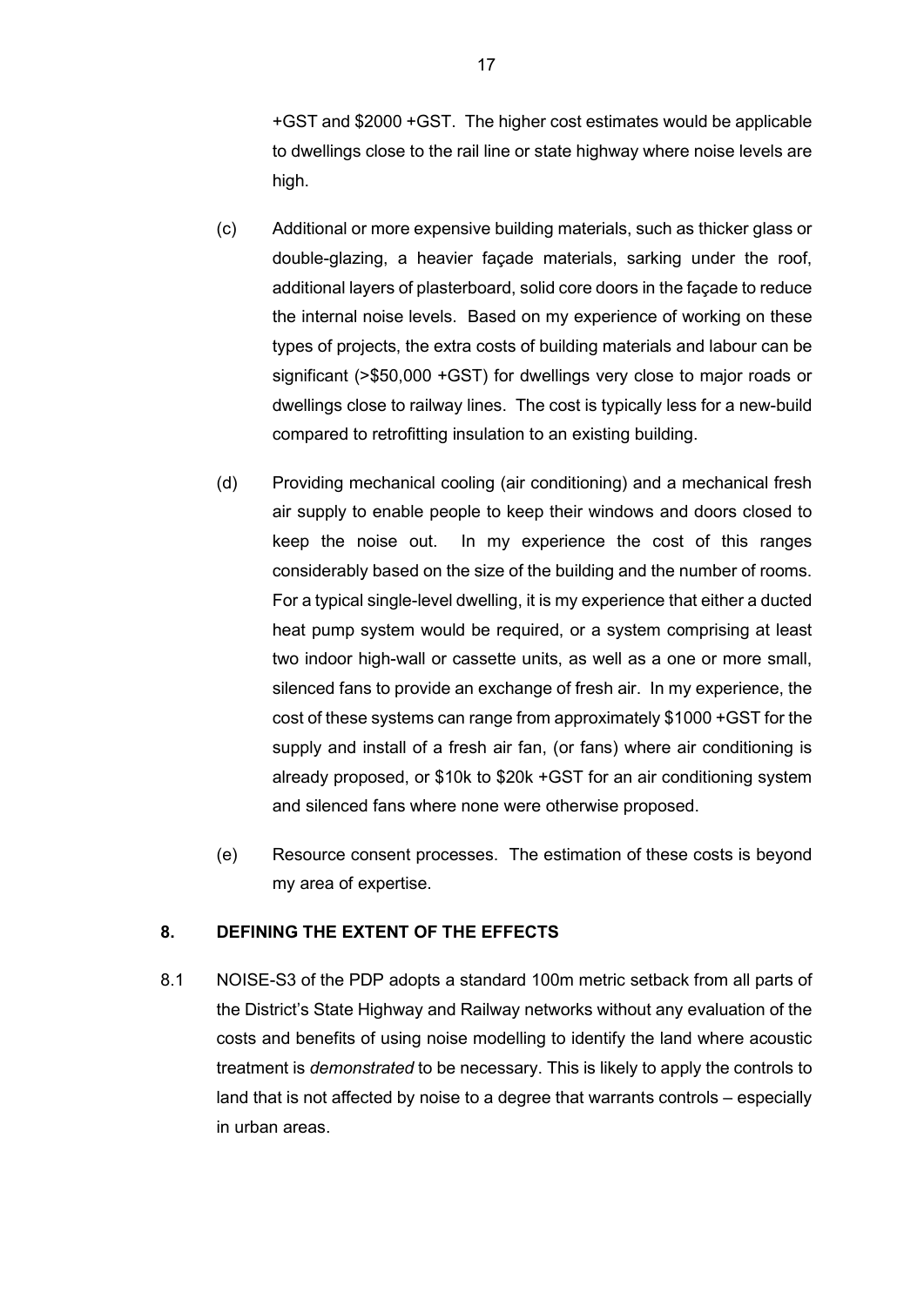+GST and $2000 +GST. The higher cost estimates would be applicable to dwellings close to the rail line or state highway where noise levels are high.

(c) Additional or more expensive building materials, such as thicker glass or double-glazing, a heavier façade materials, sarking under the roof, additional layers of plasterboard, solid core doors in the façade to reduce the internal noise levels. Based on my experience of working on these types of projects, the extra costs of building materials and labour can be significant (>$50,000 +GST) for dwellings very close to major roads or dwellings close to railway lines. The cost is typically less for a new-build compared to retrofitting insulation to an existing building.

(d) Providing mechanical cooling (air conditioning) and a mechanical fresh air supply to enable people to keep their windows and doors closed to keep the noise out. In my experience the cost of this ranges considerably based on the size of the building and the number of rooms. For a typical single-level dwelling, it is my experience that either a ducted heat pump system would be required, or a system comprising at least two indoor high-wall or cassette units, as well as a one or more small, silenced fans to provide an exchange of fresh air. In my experience, the cost of these systems can range from approximately $1000 +GST for the supply and install of a fresh air fan, (or fans) where air conditioning is already proposed, or $10k to $20k +GST for an air conditioning system and silenced fans where none were otherwise proposed.

(e) Resource consent processes. The estimation of these costs is beyond my area of expertise.

## 8. DEFINING THE EXTENT OF THE EFFECTS

8.1 NOISE-S3 of the PDP adopts a standard 100m metric setback from all parts of the District's State Highway and Railway networks without any evaluation of the costs and benefits of using noise modelling to identify the land where acoustic treatment is *demonstrated* to be necessary. This is likely to apply the controls to land that is not affected by noise to a degree that warrants controls – especially in urban areas.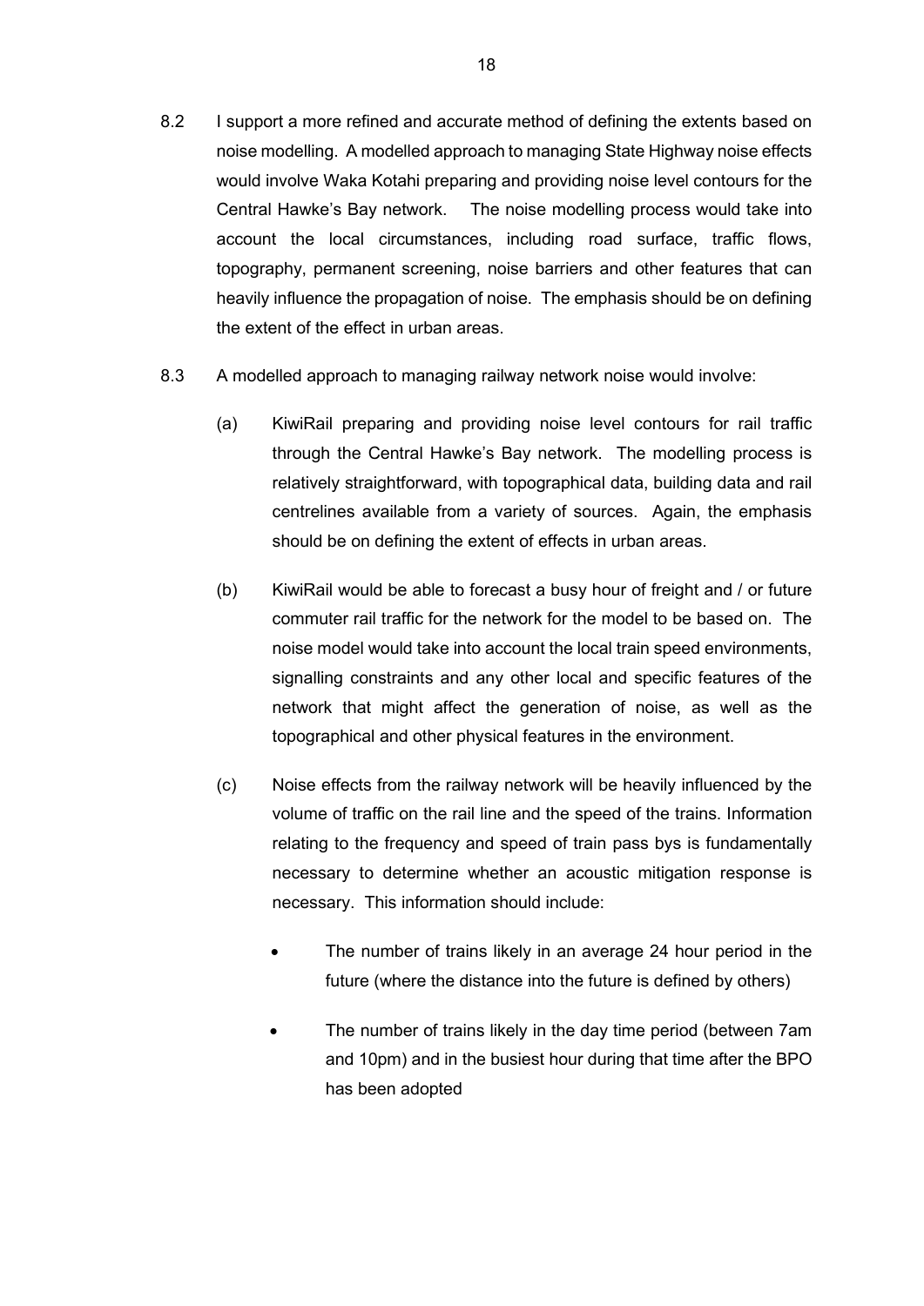8.2 I support a more refined and accurate method of defining the extents based on noise modelling. A modelled approach to managing State Highway noise effects would involve Waka Kotahi preparing and providing noise level contours for the Central Hawke's Bay network. The noise modelling process would take into account the local circumstances, including road surface, traffic flows, topography, permanent screening, noise barriers and other features that can heavily influence the propagation of noise. The emphasis should be on defining the extent of the effect in urban areas.

8.3 A modelled approach to managing railway network noise would involve:

(a) KiwiRail preparing and providing noise level contours for rail traffic through the Central Hawke's Bay network. The modelling process is relatively straightforward, with topographical data, building data and rail centrelines available from a variety of sources. Again, the emphasis should be on defining the extent of effects in urban areas.

(b) KiwiRail would be able to forecast a busy hour of freight and / or future commuter rail traffic for the network for the model to be based on. The noise model would take into account the local train speed environments, signalling constraints and any other local and specific features of the network that might affect the generation of noise, as well as the topographical and other physical features in the environment.

(c) Noise effects from the railway network will be heavily influenced by the volume of traffic on the rail line and the speed of the trains. Information relating to the frequency and speed of train pass bys is fundamentally necessary to determine whether an acoustic mitigation response is necessary. This information should include:

- The number of trains likely in an average 24 hour period in the future (where the distance into the future is defined by others)
- The number of trains likely in the day time period (between 7am and 10pm) and in the busiest hour during that time after the BPO has been adopted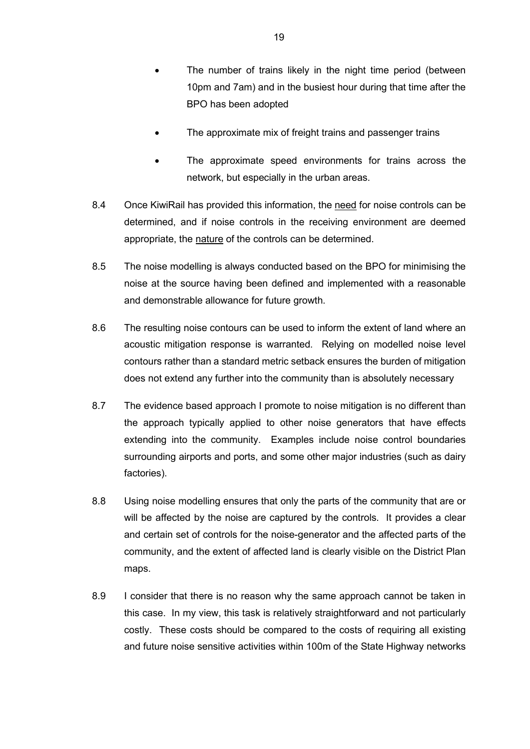- The number of trains likely in the night time period (between 10pm and 7am) and in the busiest hour during that time after the BPO has been adopted

- The approximate mix of freight trains and passenger trains

- The approximate speed environments for trains across the network, but especially in the urban areas.

8.4 Once KiwiRail has provided this information, the <u>need</u> for noise controls can be determined, and if noise controls in the receiving environment are deemed appropriate, the <u>nature</u> of the controls can be determined.

8.5 The noise modelling is always conducted based on the BPO for minimising the noise at the source having been defined and implemented with a reasonable and demonstrable allowance for future growth.

8.6 The resulting noise contours can be used to inform the extent of land where an acoustic mitigation response is warranted. Relying on modelled noise level contours rather than a standard metric setback ensures the burden of mitigation does not extend any further into the community than is absolutely necessary

8.7 The evidence based approach I promote to noise mitigation is no different than the approach typically applied to other noise generators that have effects extending into the community. Examples include noise control boundaries surrounding airports and ports, and some other major industries (such as dairy factories).

8.8 Using noise modelling ensures that only the parts of the community that are or will be affected by the noise are captured by the controls. It provides a clear and certain set of controls for the noise-generator and the affected parts of the community, and the extent of affected land is clearly visible on the District Plan maps.

8.9 I consider that there is no reason why the same approach cannot be taken in this case. In my view, this task is relatively straightforward and not particularly costly. These costs should be compared to the costs of requiring all existing and future noise sensitive activities within 100m of the State Highway networks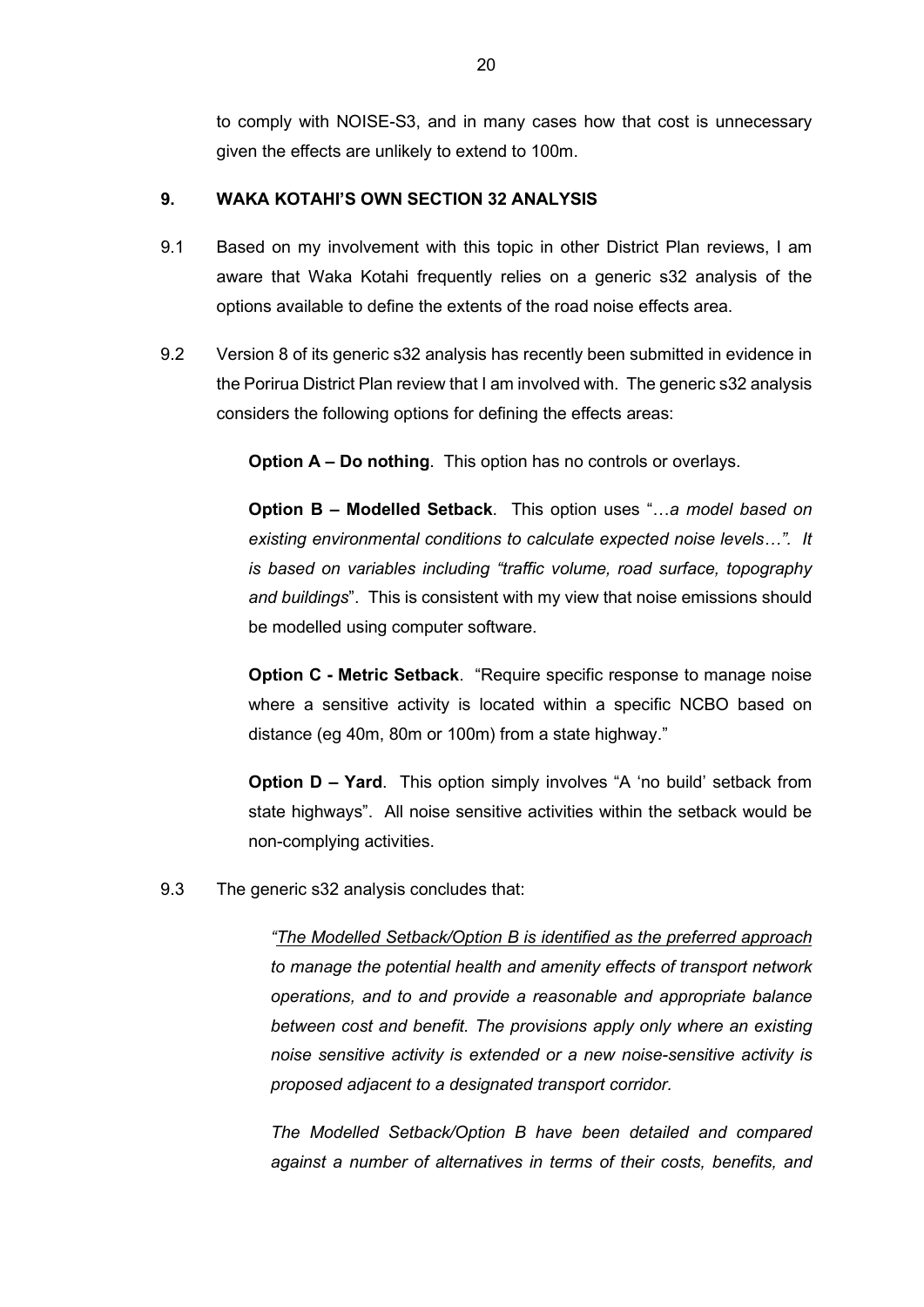to comply with NOISE-S3, and in many cases how that cost is unnecessary given the effects are unlikely to extend to 100m.

## 9. WAKA KOTAHI'S OWN SECTION 32 ANALYSIS

9.1 Based on my involvement with this topic in other District Plan reviews, I am aware that Waka Kotahi frequently relies on a generic s32 analysis of the options available to define the extents of the road noise effects area.

9.2 Version 8 of its generic s32 analysis has recently been submitted in evidence in the Porirua District Plan review that I am involved with. The generic s32 analysis considers the following options for defining the effects areas:

> **Option A – Do nothing**. This option has no controls or overlays.
>
> **Option B – Modelled Setback**. This option uses "…*a model based on existing environmental conditions to calculate expected noise levels…". It is based on variables including "traffic volume, road surface, topography and buildings*". This is consistent with my view that noise emissions should be modelled using computer software.
>
> **Option C - Metric Setback**. "Require specific response to manage noise where a sensitive activity is located within a specific NCBO based on distance (eg 40m, 80m or 100m) from a state highway."
>
> **Option D – Yard**. This option simply involves "A 'no build' setback from state highways". All noise sensitive activities within the setback would be non-complying activities.

9.3 The generic s32 analysis concludes that:

> *"<u>The Modelled Setback/Option B is identified as the preferred approach</u> to manage the potential health and amenity effects of transport network operations, and to and provide a reasonable and appropriate balance between cost and benefit. The provisions apply only where an existing noise sensitive activity is extended or a new noise-sensitive activity is proposed adjacent to a designated transport corridor.*
>
> *The Modelled Setback/Option B have been detailed and compared against a number of alternatives in terms of their costs, benefits, and*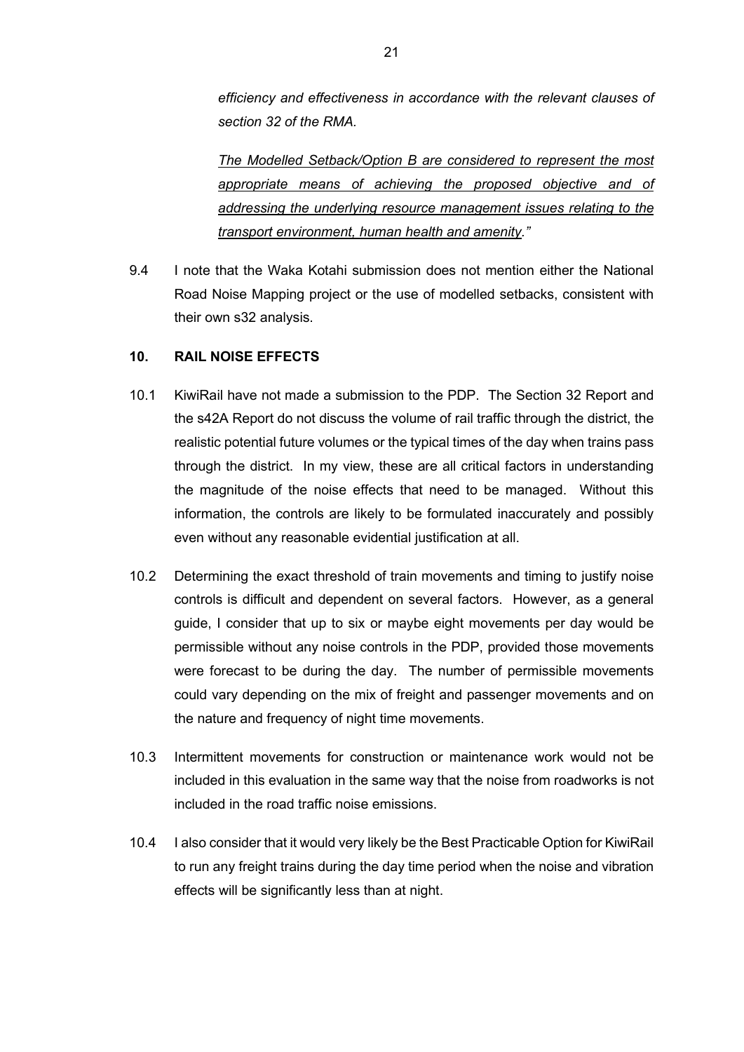*efficiency and effectiveness in accordance with the relevant clauses of section 32 of the RMA.*

*<u>The Modelled Setback/Option B are considered to represent the most appropriate means of achieving the proposed objective and of addressing the underlying resource management issues relating to the transport environment, human health and amenity</u>."*

9.4 I note that the Waka Kotahi submission does not mention either the National Road Noise Mapping project or the use of modelled setbacks, consistent with their own s32 analysis.

## 10. RAIL NOISE EFFECTS

10.1 KiwiRail have not made a submission to the PDP. The Section 32 Report and the s42A Report do not discuss the volume of rail traffic through the district, the realistic potential future volumes or the typical times of the day when trains pass through the district. In my view, these are all critical factors in understanding the magnitude of the noise effects that need to be managed. Without this information, the controls are likely to be formulated inaccurately and possibly even without any reasonable evidential justification at all.

10.2 Determining the exact threshold of train movements and timing to justify noise controls is difficult and dependent on several factors. However, as a general guide, I consider that up to six or maybe eight movements per day would be permissible without any noise controls in the PDP, provided those movements were forecast to be during the day. The number of permissible movements could vary depending on the mix of freight and passenger movements and on the nature and frequency of night time movements.

10.3 Intermittent movements for construction or maintenance work would not be included in this evaluation in the same way that the noise from roadworks is not included in the road traffic noise emissions.

10.4 I also consider that it would very likely be the Best Practicable Option for KiwiRail to run any freight trains during the day time period when the noise and vibration effects will be significantly less than at night.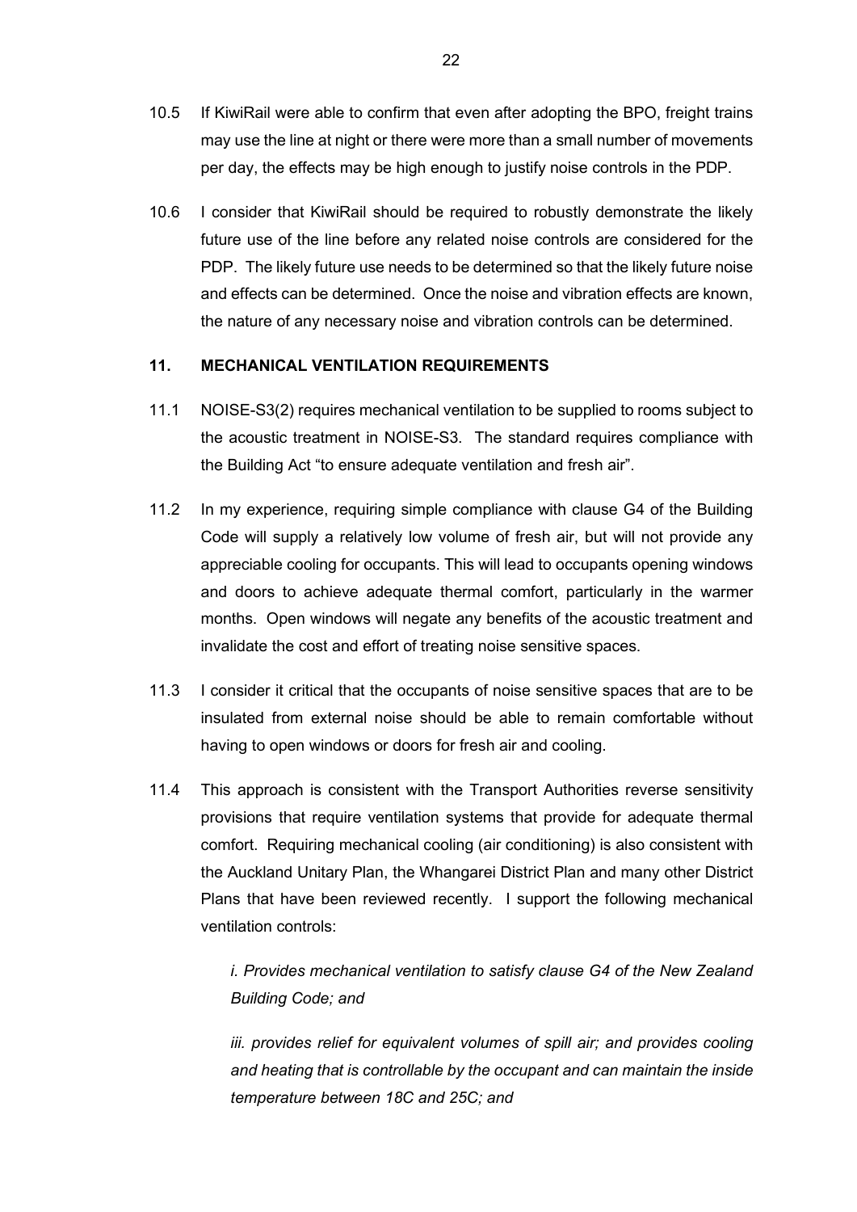10.5 If KiwiRail were able to confirm that even after adopting the BPO, freight trains may use the line at night or there were more than a small number of movements per day, the effects may be high enough to justify noise controls in the PDP.

10.6 I consider that KiwiRail should be required to robustly demonstrate the likely future use of the line before any related noise controls are considered for the PDP. The likely future use needs to be determined so that the likely future noise and effects can be determined. Once the noise and vibration effects are known, the nature of any necessary noise and vibration controls can be determined.

## 11. MECHANICAL VENTILATION REQUIREMENTS

11.1 NOISE-S3(2) requires mechanical ventilation to be supplied to rooms subject to the acoustic treatment in NOISE-S3. The standard requires compliance with the Building Act "to ensure adequate ventilation and fresh air".

11.2 In my experience, requiring simple compliance with clause G4 of the Building Code will supply a relatively low volume of fresh air, but will not provide any appreciable cooling for occupants. This will lead to occupants opening windows and doors to achieve adequate thermal comfort, particularly in the warmer months. Open windows will negate any benefits of the acoustic treatment and invalidate the cost and effort of treating noise sensitive spaces.

11.3 I consider it critical that the occupants of noise sensitive spaces that are to be insulated from external noise should be able to remain comfortable without having to open windows or doors for fresh air and cooling.

11.4 This approach is consistent with the Transport Authorities reverse sensitivity provisions that require ventilation systems that provide for adequate thermal comfort. Requiring mechanical cooling (air conditioning) is also consistent with the Auckland Unitary Plan, the Whangarei District Plan and many other District Plans that have been reviewed recently. I support the following mechanical ventilation controls:

> *i. Provides mechanical ventilation to satisfy clause G4 of the New Zealand Building Code; and*
>
> *iii. provides relief for equivalent volumes of spill air; and provides cooling and heating that is controllable by the occupant and can maintain the inside temperature between 18C and 25C; and*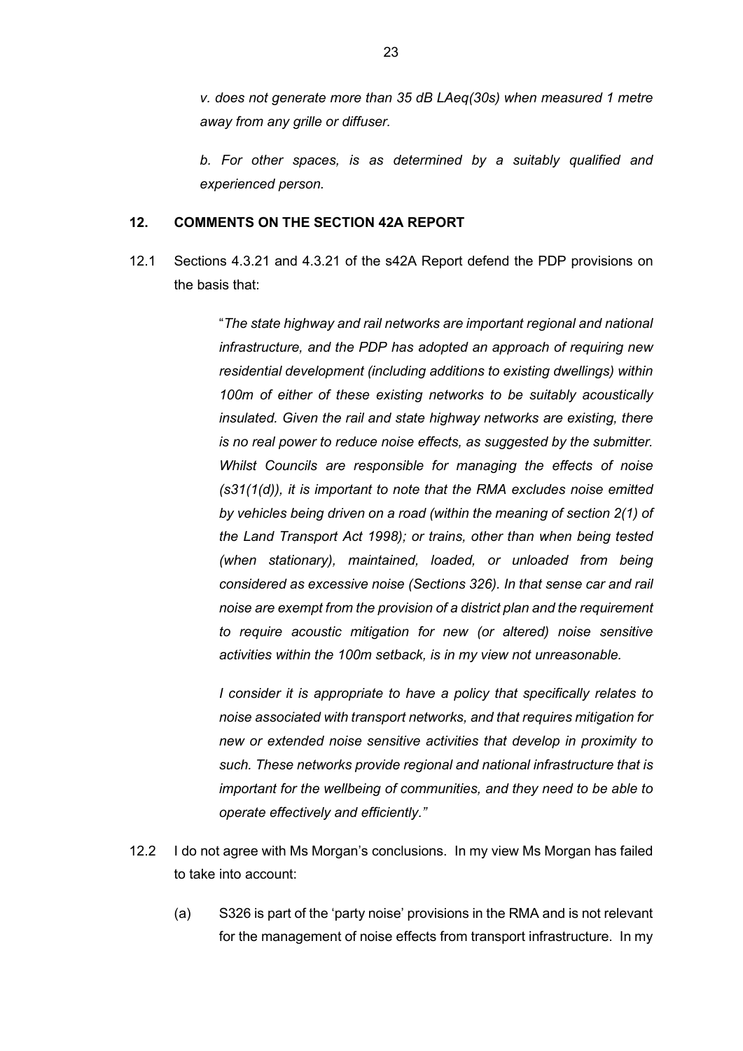*v. does not generate more than 35 dB LAeq(30s) when measured 1 metre away from any grille or diffuser.*

*b. For other spaces, is as determined by a suitably qualified and experienced person.*

## 12. COMMENTS ON THE SECTION 42A REPORT

12.1 Sections 4.3.21 and 4.3.21 of the s42A Report defend the PDP provisions on the basis that:

> "*The state highway and rail networks are important regional and national infrastructure, and the PDP has adopted an approach of requiring new residential development (including additions to existing dwellings) within 100m of either of these existing networks to be suitably acoustically insulated. Given the rail and state highway networks are existing, there is no real power to reduce noise effects, as suggested by the submitter. Whilst Councils are responsible for managing the effects of noise (s31(1(d)), it is important to note that the RMA excludes noise emitted by vehicles being driven on a road (within the meaning of section 2(1) of the Land Transport Act 1998); or trains, other than when being tested (when stationary), maintained, loaded, or unloaded from being considered as excessive noise (Sections 326). In that sense car and rail noise are exempt from the provision of a district plan and the requirement to require acoustic mitigation for new (or altered) noise sensitive activities within the 100m setback, is in my view not unreasonable.*
>
> *I consider it is appropriate to have a policy that specifically relates to noise associated with transport networks, and that requires mitigation for new or extended noise sensitive activities that develop in proximity to such. These networks provide regional and national infrastructure that is important for the wellbeing of communities, and they need to be able to operate effectively and efficiently."*

12.2 I do not agree with Ms Morgan's conclusions. In my view Ms Morgan has failed to take into account:

(a) S326 is part of the 'party noise' provisions in the RMA and is not relevant for the management of noise effects from transport infrastructure. In my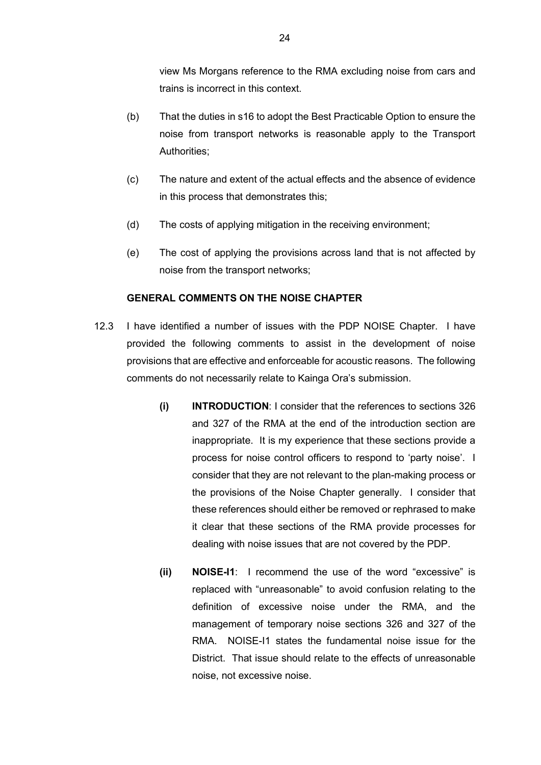view Ms Morgans reference to the RMA excluding noise from cars and trains is incorrect in this context.

(b) That the duties in s16 to adopt the Best Practicable Option to ensure the noise from transport networks is reasonable apply to the Transport Authorities;

(c) The nature and extent of the actual effects and the absence of evidence in this process that demonstrates this;

(d) The costs of applying mitigation in the receiving environment;

(e) The cost of applying the provisions across land that is not affected by noise from the transport networks;

**GENERAL COMMENTS ON THE NOISE CHAPTER**

12.3 I have identified a number of issues with the PDP NOISE Chapter. I have provided the following comments to assist in the development of noise provisions that are effective and enforceable for acoustic reasons. The following comments do not necessarily relate to Kainga Ora's submission.

**(i) INTRODUCTION**: I consider that the references to sections 326 and 327 of the RMA at the end of the introduction section are inappropriate. It is my experience that these sections provide a process for noise control officers to respond to 'party noise'. I consider that they are not relevant to the plan-making process or the provisions of the Noise Chapter generally. I consider that these references should either be removed or rephrased to make it clear that these sections of the RMA provide processes for dealing with noise issues that are not covered by the PDP.

**(ii) NOISE-I1**: I recommend the use of the word "excessive" is replaced with "unreasonable" to avoid confusion relating to the definition of excessive noise under the RMA, and the management of temporary noise sections 326 and 327 of the RMA. NOISE-I1 states the fundamental noise issue for the District. That issue should relate to the effects of unreasonable noise, not excessive noise.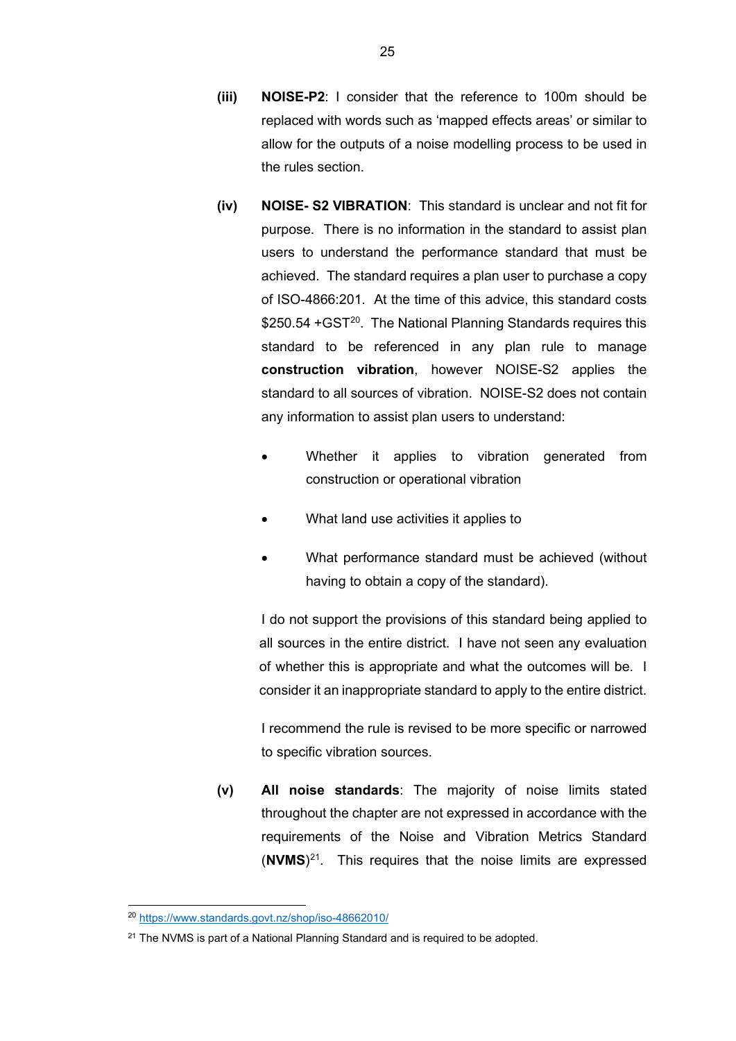**(iii)** **NOISE-P2**: I consider that the reference to 100m should be replaced with words such as 'mapped effects areas' or similar to allow for the outputs of a noise modelling process to be used in the rules section.

**(iv)** **NOISE- S2 VIBRATION**: This standard is unclear and not fit for purpose. There is no information in the standard to assist plan users to understand the performance standard that must be achieved. The standard requires a plan user to purchase a copy of ISO-4866:201. At the time of this advice, this standard costs $250.54 +GST[20]. The National Planning Standards requires this standard to be referenced in any plan rule to manage **construction vibration**, however NOISE-S2 applies the standard to all sources of vibration. NOISE-S2 does not contain any information to assist plan users to understand:

- Whether it applies to vibration generated from construction or operational vibration
- What land use activities it applies to
- What performance standard must be achieved (without having to obtain a copy of the standard).

I do not support the provisions of this standard being applied to all sources in the entire district. I have not seen any evaluation of whether this is appropriate and what the outcomes will be. I consider it an inappropriate standard to apply to the entire district.

I recommend the rule is revised to be more specific or narrowed to specific vibration sources.

**(v)** **All noise standards**: The majority of noise limits stated throughout the chapter are not expressed in accordance with the requirements of the Noise and Vibration Metrics Standard (**NVMS**)[21]. This requires that the noise limits are expressed

---

[20] https://www.standards.govt.nz/shop/iso-48662010/

[21] The NVMS is part of a National Planning Standard and is required to be adopted.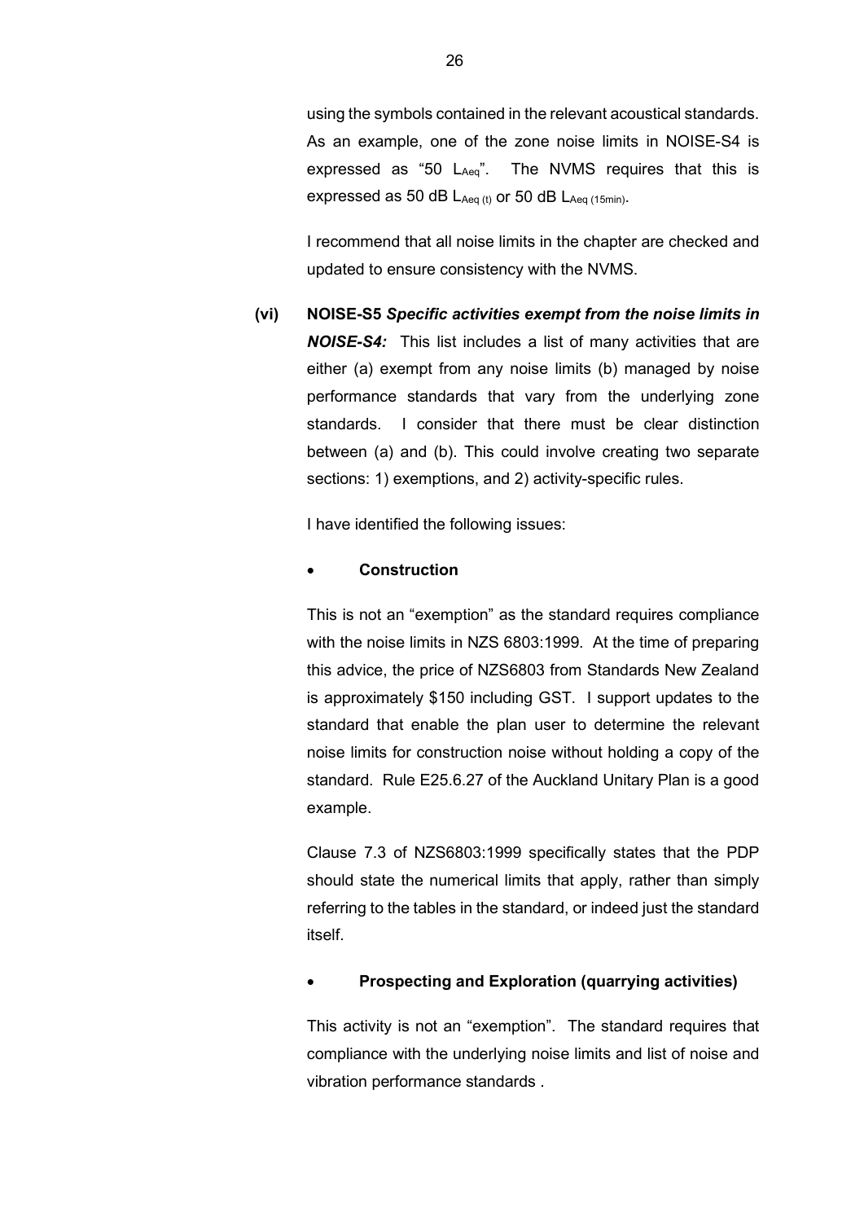using the symbols contained in the relevant acoustical standards. As an example, one of the zone noise limits in NOISE-S4 is expressed as "50 $L_{Aeq}$". The NVMS requires that this is expressed as 50 dB $L_{Aeq\,(t)}$ or 50 dB $L_{Aeq\,(15min)}$.

I recommend that all noise limits in the chapter are checked and updated to ensure consistency with the NVMS.

**(vi) NOISE-S5** ***Specific activities exempt from the noise limits in NOISE-S4:*** This list includes a list of many activities that are either (a) exempt from any noise limits (b) managed by noise performance standards that vary from the underlying zone standards. I consider that there must be clear distinction between (a) and (b). This could involve creating two separate sections: 1) exemptions, and 2) activity-specific rules.

I have identified the following issues:

- **Construction**

This is not an "exemption" as the standard requires compliance with the noise limits in NZS 6803:1999. At the time of preparing this advice, the price of NZS6803 from Standards New Zealand is approximately $150 including GST. I support updates to the standard that enable the plan user to determine the relevant noise limits for construction noise without holding a copy of the standard. Rule E25.6.27 of the Auckland Unitary Plan is a good example.

Clause 7.3 of NZS6803:1999 specifically states that the PDP should state the numerical limits that apply, rather than simply referring to the tables in the standard, or indeed just the standard itself.

- **Prospecting and Exploration (quarrying activities)**

This activity is not an "exemption". The standard requires that compliance with the underlying noise limits and list of noise and vibration performance standards .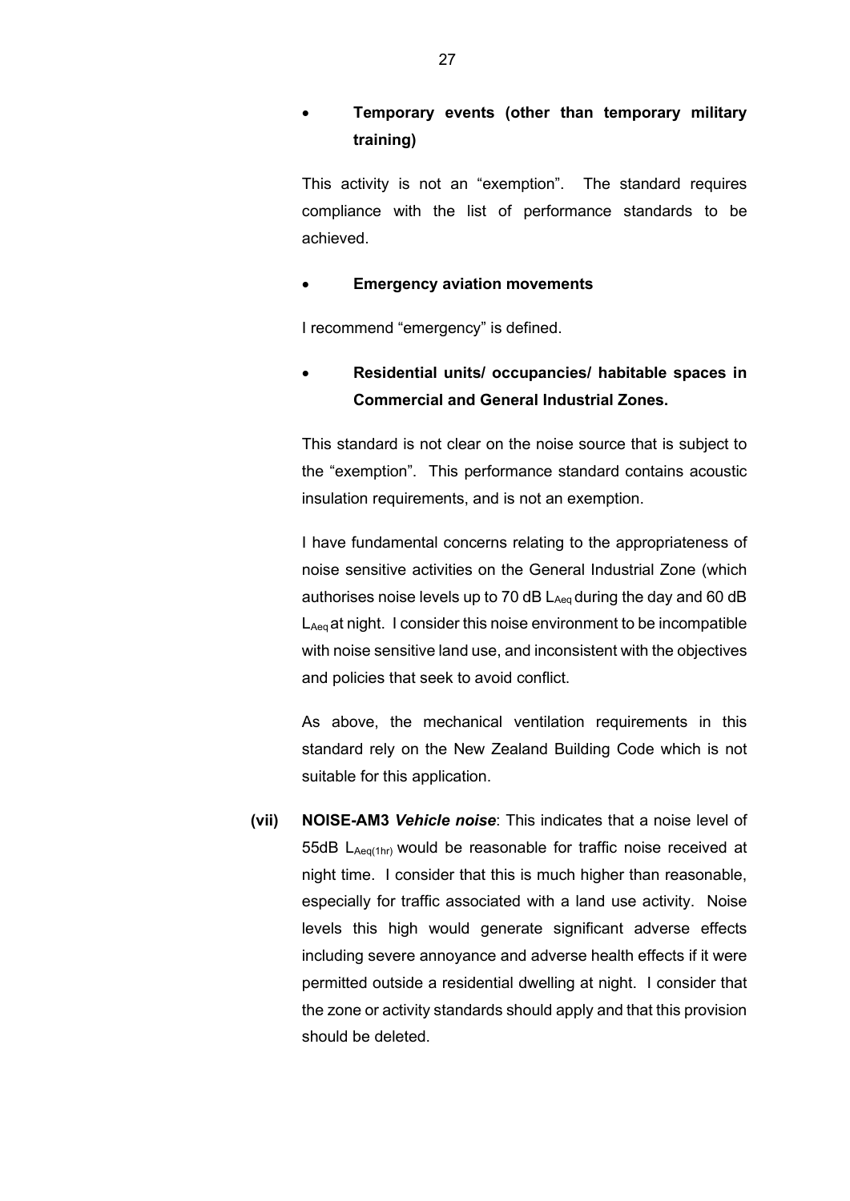- **Temporary events (other than temporary military training)**

  This activity is not an "exemption". The standard requires compliance with the list of performance standards to be achieved.

- **Emergency aviation movements**

  I recommend "emergency" is defined.

- **Residential units/ occupancies/ habitable spaces in Commercial and General Industrial Zones.**

  This standard is not clear on the noise source that is subject to the "exemption". This performance standard contains acoustic insulation requirements, and is not an exemption.

  I have fundamental concerns relating to the appropriateness of noise sensitive activities on the General Industrial Zone (which authorises noise levels up to 70 dB $L_{Aeq}$ during the day and 60 dB $L_{Aeq}$ at night. I consider this noise environment to be incompatible with noise sensitive land use, and inconsistent with the objectives and policies that seek to avoid conflict.

  As above, the mechanical ventilation requirements in this standard rely on the New Zealand Building Code which is not suitable for this application.

**(vii)** **NOISE-AM3** ***Vehicle noise***: This indicates that a noise level of 55dB $L_{Aeq(1hr)}$ would be reasonable for traffic noise received at night time. I consider that this is much higher than reasonable, especially for traffic associated with a land use activity. Noise levels this high would generate significant adverse effects including severe annoyance and adverse health effects if it were permitted outside a residential dwelling at night. I consider that the zone or activity standards should apply and that this provision should be deleted.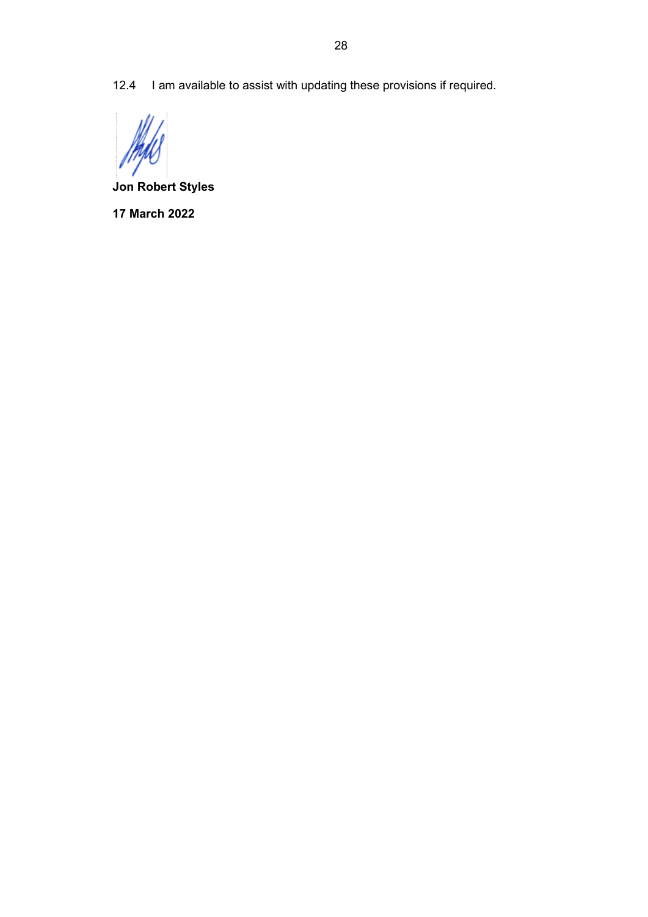12.4 I am available to assist with updating these provisions if required.

**Jon Robert Styles**

**17 March 2022**